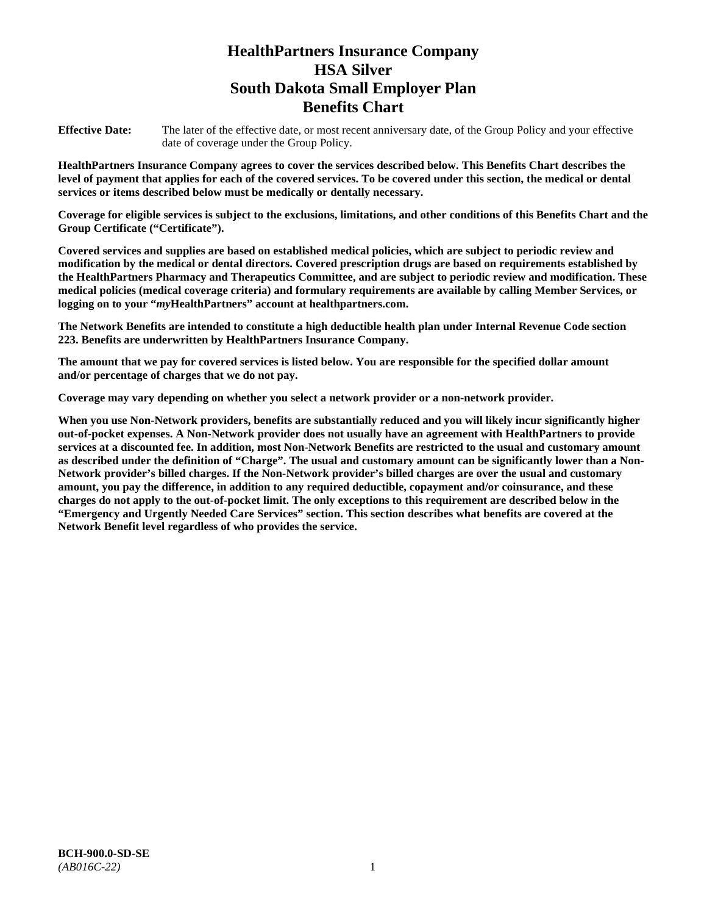# HealthPartners Insurance Company
# HSA Silver
# South Dakota Small Employer Plan
# Benefits Chart

**Effective Date:** The later of the effective date, or most recent anniversary date, of the Group Policy and your effective date of coverage under the Group Policy.

**HealthPartners Insurance Company agrees to cover the services described below. This Benefits Chart describes the level of payment that applies for each of the covered services. To be covered under this section, the medical or dental services or items described below must be medically or dentally necessary.**

**Coverage for eligible services is subject to the exclusions, limitations, and other conditions of this Benefits Chart and the Group Certificate ("Certificate").**

**Covered services and supplies are based on established medical policies, which are subject to periodic review and modification by the medical or dental directors. Covered prescription drugs are based on requirements established by the HealthPartners Pharmacy and Therapeutics Committee, and are subject to periodic review and modification. These medical policies (medical coverage criteria) and formulary requirements are available by calling Member Services, or logging on to your "*my*HealthPartners" account at healthpartners.com.**

**The Network Benefits are intended to constitute a high deductible health plan under Internal Revenue Code section 223. Benefits are underwritten by HealthPartners Insurance Company.**

**The amount that we pay for covered services is listed below. You are responsible for the specified dollar amount and/or percentage of charges that we do not pay.**

**Coverage may vary depending on whether you select a network provider or a non-network provider.**

**When you use Non-Network providers, benefits are substantially reduced and you will likely incur significantly higher out-of-pocket expenses. A Non-Network provider does not usually have an agreement with HealthPartners to provide services at a discounted fee. In addition, most Non-Network Benefits are restricted to the usual and customary amount as described under the definition of "Charge". The usual and customary amount can be significantly lower than a Non-Network provider's billed charges. If the Non-Network provider's billed charges are over the usual and customary amount, you pay the difference, in addition to any required deductible, copayment and/or coinsurance, and these charges do not apply to the out-of-pocket limit. The only exceptions to this requirement are described below in the "Emergency and Urgently Needed Care Services" section. This section describes what benefits are covered at the Network Benefit level regardless of who provides the service.**

**BCH-900.0-SD-SE**
*(AB016C-22)*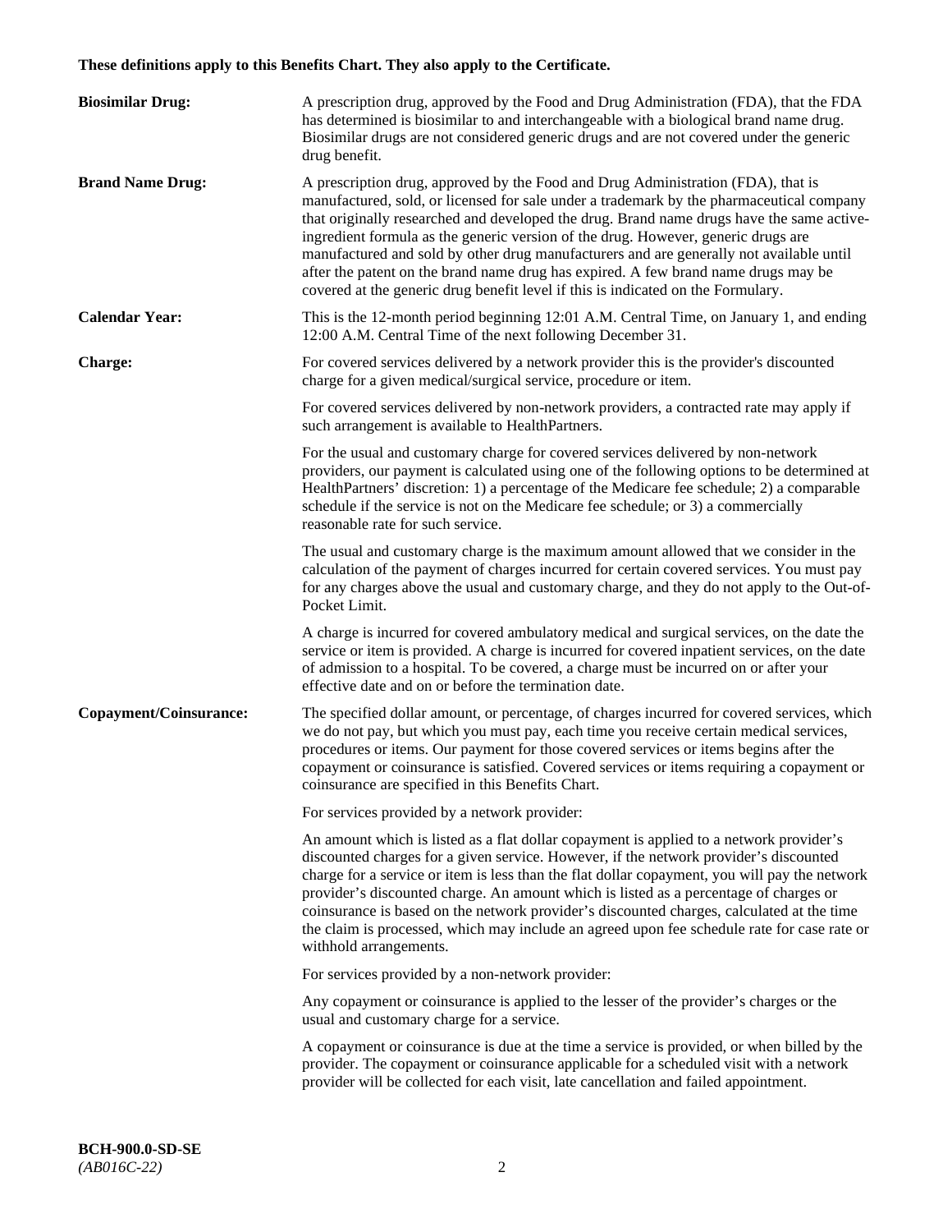**These definitions apply to this Benefits Chart. They also apply to the Certificate.**

**Biosimilar Drug:** A prescription drug, approved by the Food and Drug Administration (FDA), that the FDA has determined is biosimilar to and interchangeable with a biological brand name drug. Biosimilar drugs are not considered generic drugs and are not covered under the generic drug benefit.

**Brand Name Drug:** A prescription drug, approved by the Food and Drug Administration (FDA), that is manufactured, sold, or licensed for sale under a trademark by the pharmaceutical company that originally researched and developed the drug. Brand name drugs have the same active-ingredient formula as the generic version of the drug. However, generic drugs are manufactured and sold by other drug manufacturers and are generally not available until after the patent on the brand name drug has expired. A few brand name drugs may be covered at the generic drug benefit level if this is indicated on the Formulary.

**Calendar Year:** This is the 12-month period beginning 12:01 A.M. Central Time, on January 1, and ending 12:00 A.M. Central Time of the next following December 31.

**Charge:** For covered services delivered by a network provider this is the provider's discounted charge for a given medical/surgical service, procedure or item.

For covered services delivered by non-network providers, a contracted rate may apply if such arrangement is available to HealthPartners.

For the usual and customary charge for covered services delivered by non-network providers, our payment is calculated using one of the following options to be determined at HealthPartners' discretion: 1) a percentage of the Medicare fee schedule; 2) a comparable schedule if the service is not on the Medicare fee schedule; or 3) a commercially reasonable rate for such service.

The usual and customary charge is the maximum amount allowed that we consider in the calculation of the payment of charges incurred for certain covered services. You must pay for any charges above the usual and customary charge, and they do not apply to the Out-of-Pocket Limit.

A charge is incurred for covered ambulatory medical and surgical services, on the date the service or item is provided. A charge is incurred for covered inpatient services, on the date of admission to a hospital. To be covered, a charge must be incurred on or after your effective date and on or before the termination date.

**Copayment/Coinsurance:** The specified dollar amount, or percentage, of charges incurred for covered services, which we do not pay, but which you must pay, each time you receive certain medical services, procedures or items. Our payment for those covered services or items begins after the copayment or coinsurance is satisfied. Covered services or items requiring a copayment or coinsurance are specified in this Benefits Chart.

For services provided by a network provider:

An amount which is listed as a flat dollar copayment is applied to a network provider's discounted charges for a given service. However, if the network provider's discounted charge for a service or item is less than the flat dollar copayment, you will pay the network provider's discounted charge. An amount which is listed as a percentage of charges or coinsurance is based on the network provider's discounted charges, calculated at the time the claim is processed, which may include an agreed upon fee schedule rate for case rate or withhold arrangements.

For services provided by a non-network provider:

Any copayment or coinsurance is applied to the lesser of the provider's charges or the usual and customary charge for a service.

A copayment or coinsurance is due at the time a service is provided, or when billed by the provider. The copayment or coinsurance applicable for a scheduled visit with a network provider will be collected for each visit, late cancellation and failed appointment.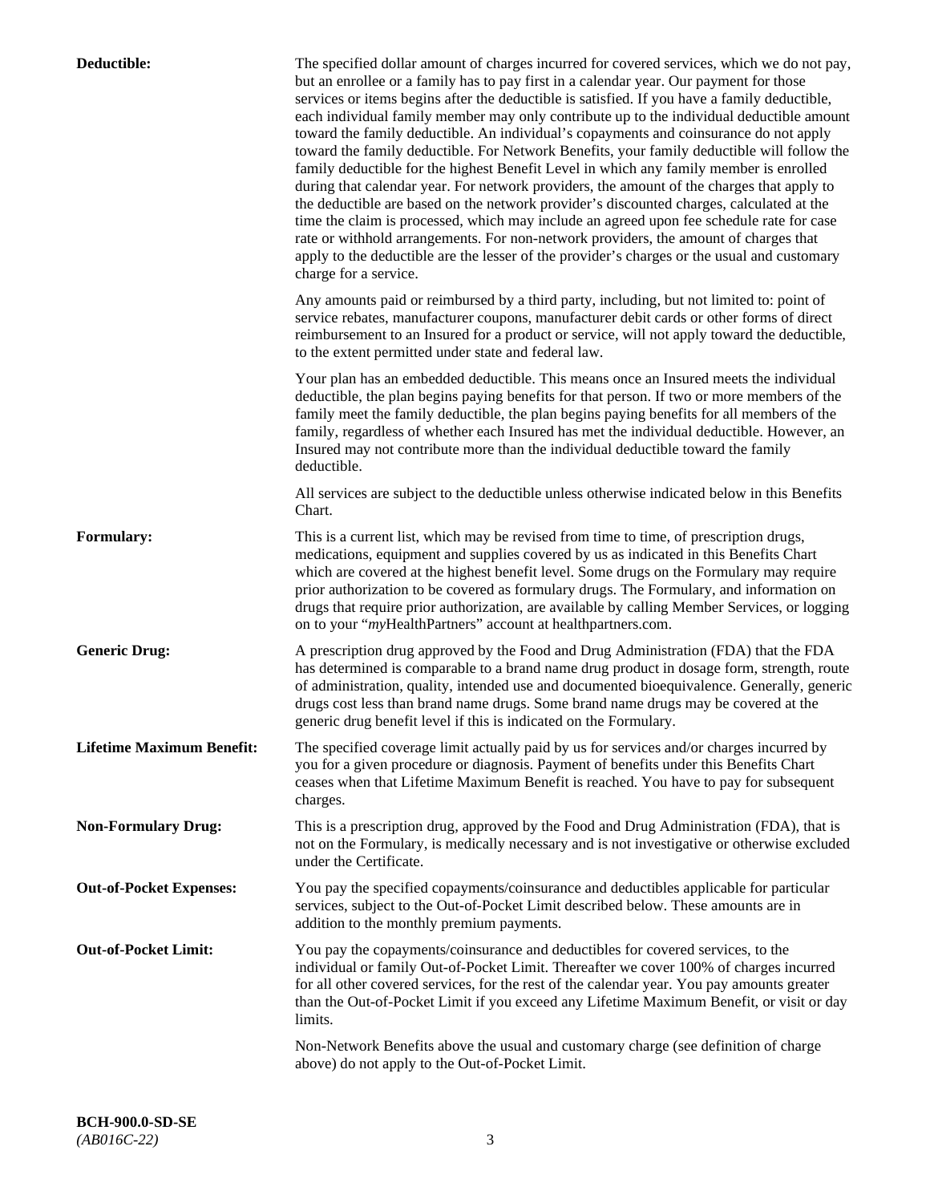**Deductible:** The specified dollar amount of charges incurred for covered services, which we do not pay, but an enrollee or a family has to pay first in a calendar year. Our payment for those services or items begins after the deductible is satisfied. If you have a family deductible, each individual family member may only contribute up to the individual deductible amount toward the family deductible. An individual's copayments and coinsurance do not apply toward the family deductible. For Network Benefits, your family deductible will follow the family deductible for the highest Benefit Level in which any family member is enrolled during that calendar year. For network providers, the amount of the charges that apply to the deductible are based on the network provider's discounted charges, calculated at the time the claim is processed, which may include an agreed upon fee schedule rate for case rate or withhold arrangements. For non-network providers, the amount of charges that apply to the deductible are the lesser of the provider's charges or the usual and customary charge for a service.

Any amounts paid or reimbursed by a third party, including, but not limited to: point of service rebates, manufacturer coupons, manufacturer debit cards or other forms of direct reimbursement to an Insured for a product or service, will not apply toward the deductible, to the extent permitted under state and federal law.

Your plan has an embedded deductible. This means once an Insured meets the individual deductible, the plan begins paying benefits for that person. If two or more members of the family meet the family deductible, the plan begins paying benefits for all members of the family, regardless of whether each Insured has met the individual deductible. However, an Insured may not contribute more than the individual deductible toward the family deductible.

All services are subject to the deductible unless otherwise indicated below in this Benefits Chart.

**Formulary:** This is a current list, which may be revised from time to time, of prescription drugs, medications, equipment and supplies covered by us as indicated in this Benefits Chart which are covered at the highest benefit level. Some drugs on the Formulary may require prior authorization to be covered as formulary drugs. The Formulary, and information on drugs that require prior authorization, are available by calling Member Services, or logging on to your "*my*HealthPartners" account at healthpartners.com.

**Generic Drug:** A prescription drug approved by the Food and Drug Administration (FDA) that the FDA has determined is comparable to a brand name drug product in dosage form, strength, route of administration, quality, intended use and documented bioequivalence. Generally, generic drugs cost less than brand name drugs. Some brand name drugs may be covered at the generic drug benefit level if this is indicated on the Formulary.

**Lifetime Maximum Benefit:** The specified coverage limit actually paid by us for services and/or charges incurred by you for a given procedure or diagnosis. Payment of benefits under this Benefits Chart ceases when that Lifetime Maximum Benefit is reached. You have to pay for subsequent charges.

**Non-Formulary Drug:** This is a prescription drug, approved by the Food and Drug Administration (FDA), that is not on the Formulary, is medically necessary and is not investigative or otherwise excluded under the Certificate.

**Out-of-Pocket Expenses:** You pay the specified copayments/coinsurance and deductibles applicable for particular services, subject to the Out-of-Pocket Limit described below. These amounts are in addition to the monthly premium payments.

**Out-of-Pocket Limit:** You pay the copayments/coinsurance and deductibles for covered services, to the individual or family Out-of-Pocket Limit. Thereafter we cover 100% of charges incurred for all other covered services, for the rest of the calendar year. You pay amounts greater than the Out-of-Pocket Limit if you exceed any Lifetime Maximum Benefit, or visit or day limits.

Non-Network Benefits above the usual and customary charge (see definition of charge above) do not apply to the Out-of-Pocket Limit.

**BCH-900.0-SD-SE**
*(AB016C-22)*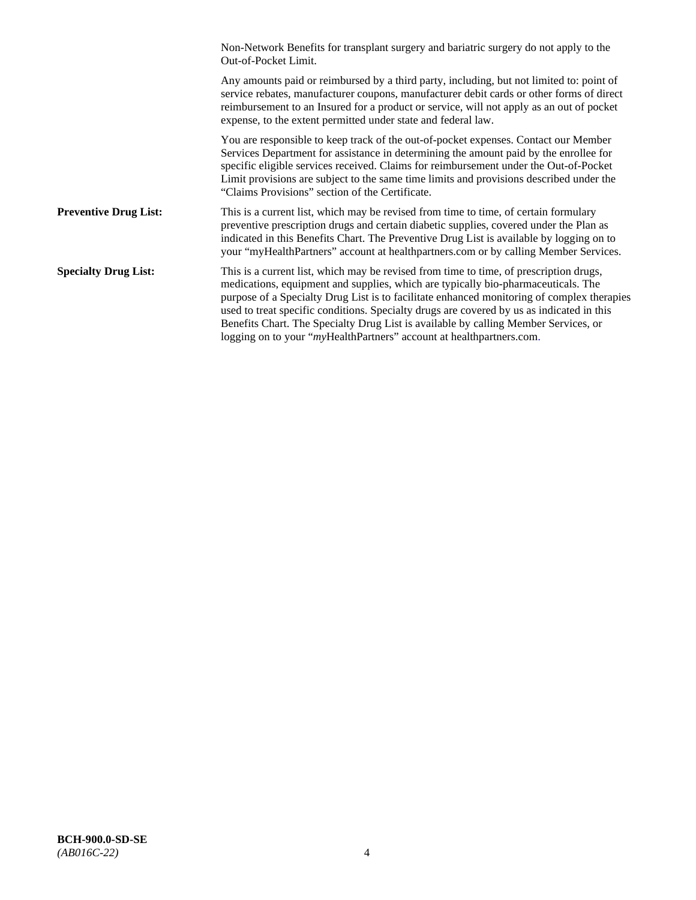Non-Network Benefits for transplant surgery and bariatric surgery do not apply to the Out-of-Pocket Limit.

Any amounts paid or reimbursed by a third party, including, but not limited to: point of service rebates, manufacturer coupons, manufacturer debit cards or other forms of direct reimbursement to an Insured for a product or service, will not apply as an out of pocket expense, to the extent permitted under state and federal law.

You are responsible to keep track of the out-of-pocket expenses. Contact our Member Services Department for assistance in determining the amount paid by the enrollee for specific eligible services received. Claims for reimbursement under the Out-of-Pocket Limit provisions are subject to the same time limits and provisions described under the "Claims Provisions" section of the Certificate.

**Preventive Drug List:** This is a current list, which may be revised from time to time, of certain formulary preventive prescription drugs and certain diabetic supplies, covered under the Plan as indicated in this Benefits Chart. The Preventive Drug List is available by logging on to your "myHealthPartners" account at healthpartners.com or by calling Member Services.

**Specialty Drug List:** This is a current list, which may be revised from time to time, of prescription drugs, medications, equipment and supplies, which are typically bio-pharmaceuticals. The purpose of a Specialty Drug List is to facilitate enhanced monitoring of complex therapies used to treat specific conditions. Specialty drugs are covered by us as indicated in this Benefits Chart. The Specialty Drug List is available by calling Member Services, or logging on to your "*my*HealthPartners" account at healthpartners.com.

**BCH-900.0-SD-SE**
*(AB016C-22)*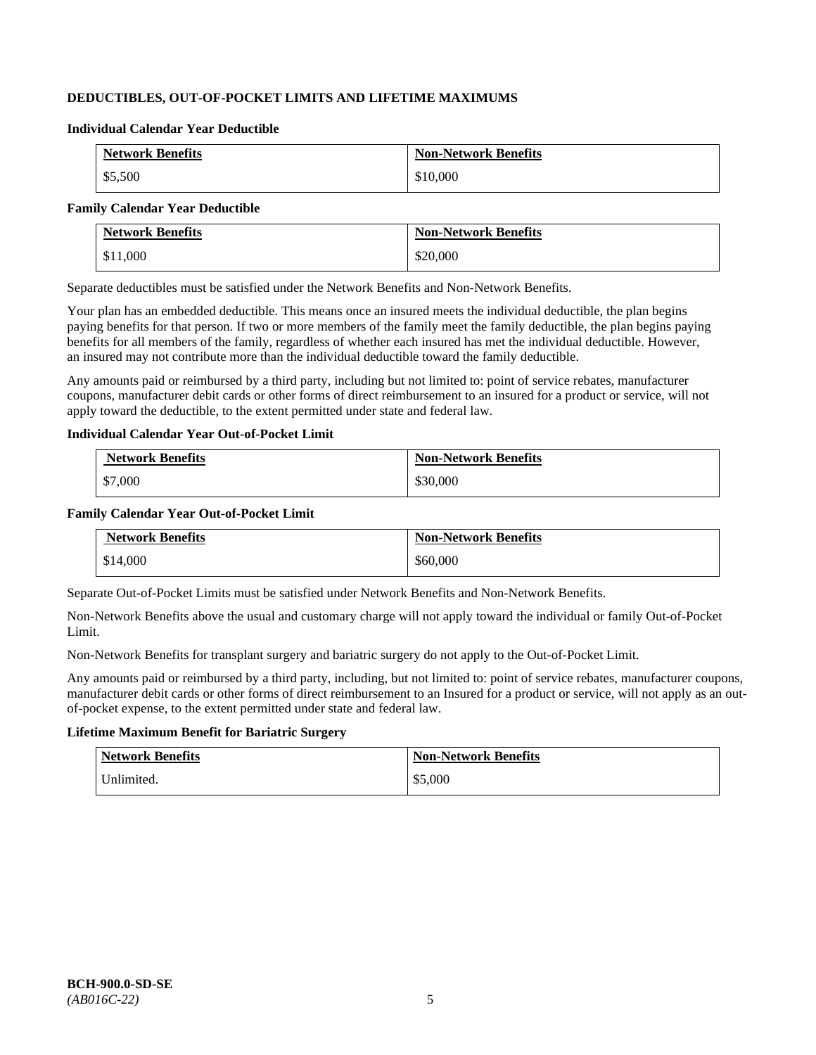## DEDUCTIBLES, OUT-OF-POCKET LIMITS AND LIFETIME MAXIMUMS

### Individual Calendar Year Deductible

| Network Benefits | Non-Network Benefits |
|---|---|
| $5,500 | $10,000 |

### Family Calendar Year Deductible

| Network Benefits | Non-Network Benefits |
|---|---|
| $11,000 | $20,000 |

Separate deductibles must be satisfied under the Network Benefits and Non-Network Benefits.

Your plan has an embedded deductible. This means once an insured meets the individual deductible, the plan begins paying benefits for that person. If two or more members of the family meet the family deductible, the plan begins paying benefits for all members of the family, regardless of whether each insured has met the individual deductible. However, an insured may not contribute more than the individual deductible toward the family deductible.

Any amounts paid or reimbursed by a third party, including but not limited to: point of service rebates, manufacturer coupons, manufacturer debit cards or other forms of direct reimbursement to an insured for a product or service, will not apply toward the deductible, to the extent permitted under state and federal law.

### Individual Calendar Year Out-of-Pocket Limit

| Network Benefits | Non-Network Benefits |
|---|---|
| $7,000 | $30,000 |

### Family Calendar Year Out-of-Pocket Limit

| Network Benefits | Non-Network Benefits |
|---|---|
| $14,000 | $60,000 |

Separate Out-of-Pocket Limits must be satisfied under Network Benefits and Non-Network Benefits.

Non-Network Benefits above the usual and customary charge will not apply toward the individual or family Out-of-Pocket Limit.

Non-Network Benefits for transplant surgery and bariatric surgery do not apply to the Out-of-Pocket Limit.

Any amounts paid or reimbursed by a third party, including, but not limited to: point of service rebates, manufacturer coupons, manufacturer debit cards or other forms of direct reimbursement to an Insured for a product or service, will not apply as an out-of-pocket expense, to the extent permitted under state and federal law.

### Lifetime Maximum Benefit for Bariatric Surgery

| Network Benefits | Non-Network Benefits |
|---|---|
| Unlimited. | $5,000 |

**BCH-900.0-SD-SE**
*(AB016C-22)*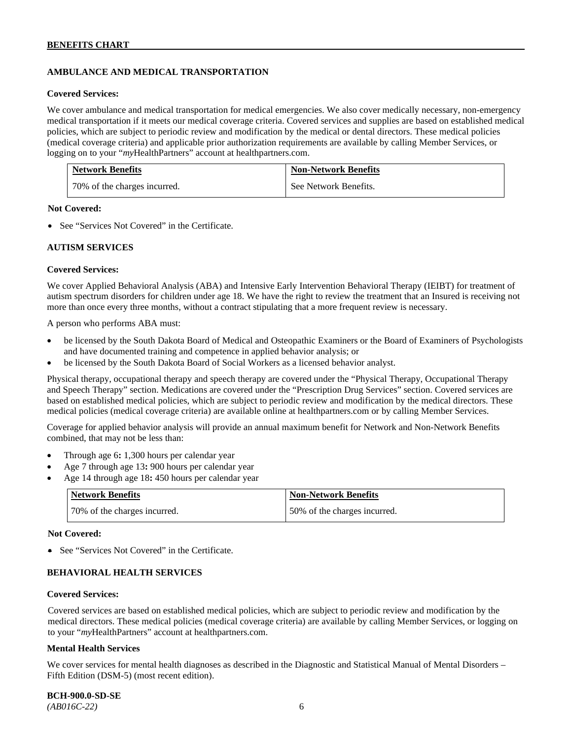## AMBULANCE AND MEDICAL TRANSPORTATION

**Covered Services:**

We cover ambulance and medical transportation for medical emergencies. We also cover medically necessary, non-emergency medical transportation if it meets our medical coverage criteria. Covered services and supplies are based on established medical policies, which are subject to periodic review and modification by the medical or dental directors. These medical policies (medical coverage criteria) and applicable prior authorization requirements are available by calling Member Services, or logging on to your "*my*HealthPartners" account at healthpartners.com.

| Network Benefits | Non-Network Benefits |
|---|---|
| 70% of the charges incurred. | See Network Benefits. |

**Not Covered:**

- See "Services Not Covered" in the Certificate.

## AUTISM SERVICES

**Covered Services:**

We cover Applied Behavioral Analysis (ABA) and Intensive Early Intervention Behavioral Therapy (IEIBT) for treatment of autism spectrum disorders for children under age 18. We have the right to review the treatment that an Insured is receiving not more than once every three months, without a contract stipulating that a more frequent review is necessary.

A person who performs ABA must:

- be licensed by the South Dakota Board of Medical and Osteopathic Examiners or the Board of Examiners of Psychologists and have documented training and competence in applied behavior analysis; or
- be licensed by the South Dakota Board of Social Workers as a licensed behavior analyst.

Physical therapy, occupational therapy and speech therapy are covered under the "Physical Therapy, Occupational Therapy and Speech Therapy" section. Medications are covered under the "Prescription Drug Services" section. Covered services are based on established medical policies, which are subject to periodic review and modification by the medical directors. These medical policies (medical coverage criteria) are available online at healthpartners.com or by calling Member Services.

Coverage for applied behavior analysis will provide an annual maximum benefit for Network and Non-Network Benefits combined, that may not be less than:

- Through age 6**:** 1,300 hours per calendar year
- Age 7 through age 13**:** 900 hours per calendar year
- Age 14 through age 18**:** 450 hours per calendar year

| Network Benefits | Non-Network Benefits |
|---|---|
| 70% of the charges incurred. | 50% of the charges incurred. |

**Not Covered:**

- See "Services Not Covered" in the Certificate.

## BEHAVIORAL HEALTH SERVICES

**Covered Services:**

Covered services are based on established medical policies, which are subject to periodic review and modification by the medical directors. These medical policies (medical coverage criteria) are available by calling Member Services, or logging on to your "*my*HealthPartners" account at healthpartners.com.

**Mental Health Services**

We cover services for mental health diagnoses as described in the Diagnostic and Statistical Manual of Mental Disorders – Fifth Edition (DSM-5) (most recent edition).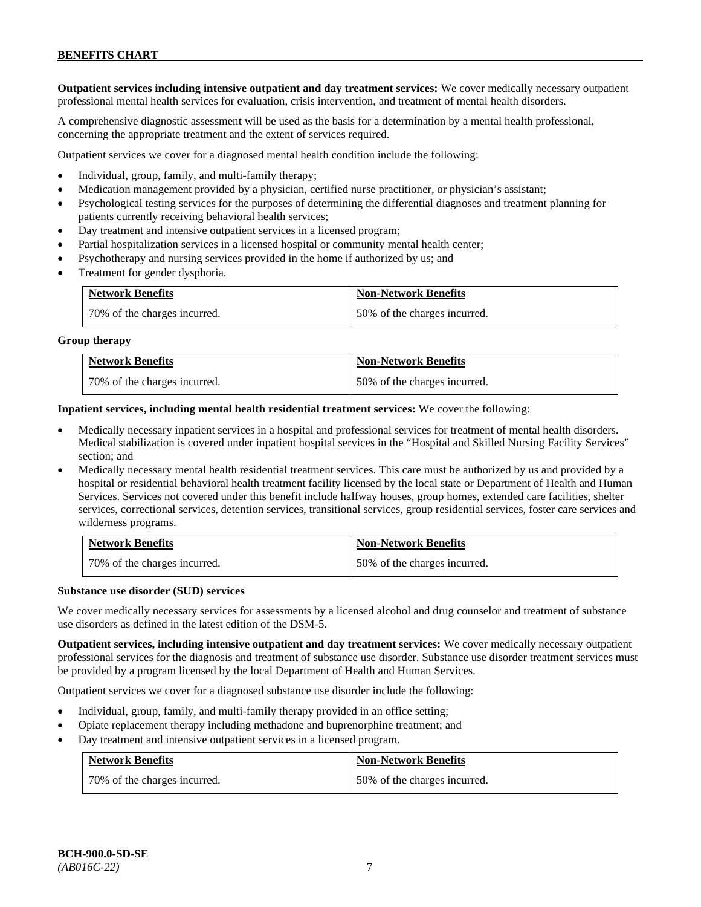**Outpatient services including intensive outpatient and day treatment services:** We cover medically necessary outpatient professional mental health services for evaluation, crisis intervention, and treatment of mental health disorders.

A comprehensive diagnostic assessment will be used as the basis for a determination by a mental health professional, concerning the appropriate treatment and the extent of services required.

Outpatient services we cover for a diagnosed mental health condition include the following:

- Individual, group, family, and multi-family therapy;
- Medication management provided by a physician, certified nurse practitioner, or physician's assistant;
- Psychological testing services for the purposes of determining the differential diagnoses and treatment planning for patients currently receiving behavioral health services;
- Day treatment and intensive outpatient services in a licensed program;
- Partial hospitalization services in a licensed hospital or community mental health center;
- Psychotherapy and nursing services provided in the home if authorized by us; and
- Treatment for gender dysphoria.

| Network Benefits | Non-Network Benefits |
|---|---|
| 70% of the charges incurred. | 50% of the charges incurred. |

**Group therapy**

| Network Benefits | Non-Network Benefits |
|---|---|
| 70% of the charges incurred. | 50% of the charges incurred. |

**Inpatient services, including mental health residential treatment services:** We cover the following:

- Medically necessary inpatient services in a hospital and professional services for treatment of mental health disorders. Medical stabilization is covered under inpatient hospital services in the "Hospital and Skilled Nursing Facility Services" section; and
- Medically necessary mental health residential treatment services. This care must be authorized by us and provided by a hospital or residential behavioral health treatment facility licensed by the local state or Department of Health and Human Services. Services not covered under this benefit include halfway houses, group homes, extended care facilities, shelter services, correctional services, detention services, transitional services, group residential services, foster care services and wilderness programs.

| Network Benefits | Non-Network Benefits |
|---|---|
| 70% of the charges incurred. | 50% of the charges incurred. |

**Substance use disorder (SUD) services**

We cover medically necessary services for assessments by a licensed alcohol and drug counselor and treatment of substance use disorders as defined in the latest edition of the DSM-5.

**Outpatient services, including intensive outpatient and day treatment services:** We cover medically necessary outpatient professional services for the diagnosis and treatment of substance use disorder. Substance use disorder treatment services must be provided by a program licensed by the local Department of Health and Human Services.

Outpatient services we cover for a diagnosed substance use disorder include the following:

- Individual, group, family, and multi-family therapy provided in an office setting;
- Opiate replacement therapy including methadone and buprenorphine treatment; and
- Day treatment and intensive outpatient services in a licensed program.

| Network Benefits | Non-Network Benefits |
|---|---|
| 70% of the charges incurred. | 50% of the charges incurred. |

**BCH-900.0-SD-SE**
*(AB016C-22)*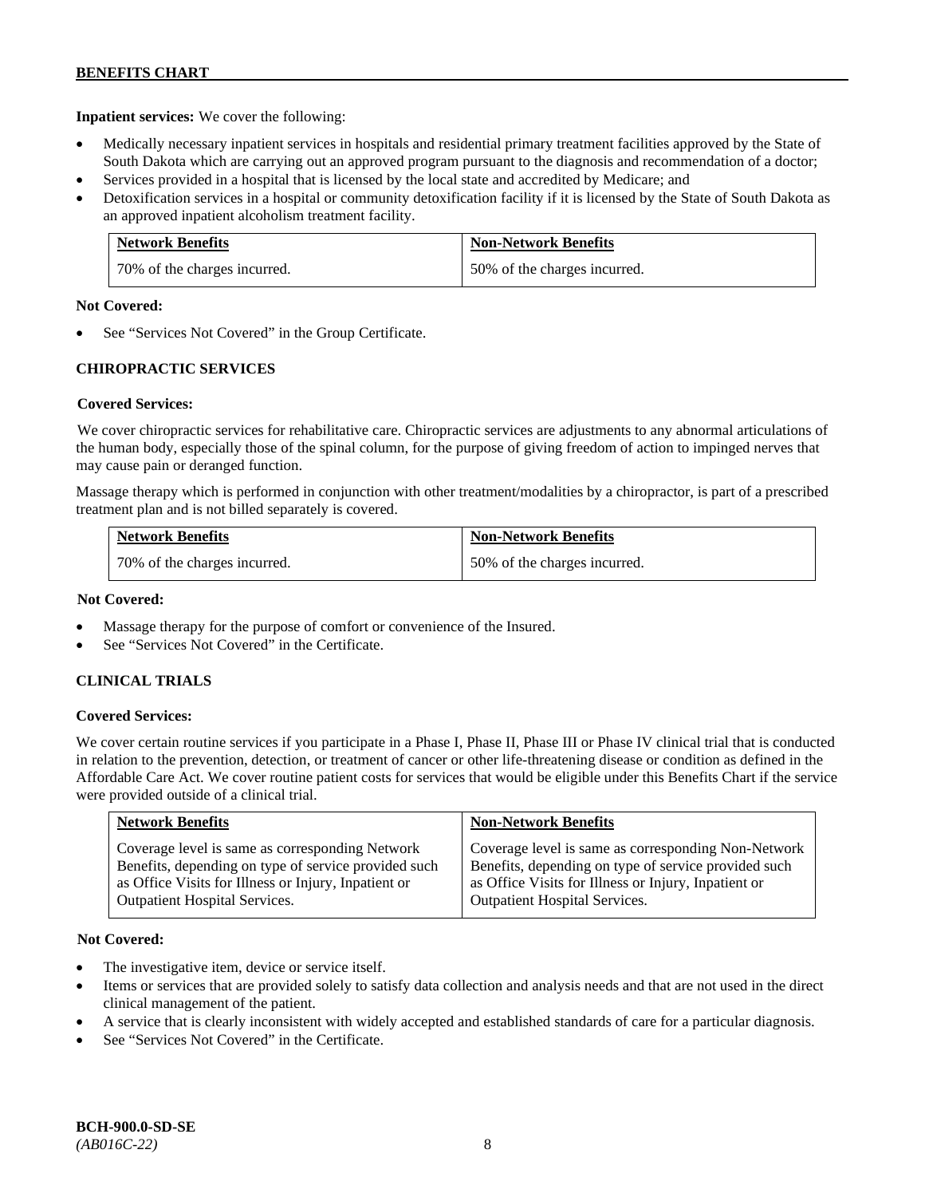**Inpatient services:** We cover the following:

- Medically necessary inpatient services in hospitals and residential primary treatment facilities approved by the State of South Dakota which are carrying out an approved program pursuant to the diagnosis and recommendation of a doctor;
- Services provided in a hospital that is licensed by the local state and accredited by Medicare; and
- Detoxification services in a hospital or community detoxification facility if it is licensed by the State of South Dakota as an approved inpatient alcoholism treatment facility.

| Network Benefits | Non-Network Benefits |
|---|---|
| 70% of the charges incurred. | 50% of the charges incurred. |

**Not Covered:**

- See "Services Not Covered" in the Group Certificate.

### CHIROPRACTIC SERVICES

**Covered Services:**

We cover chiropractic services for rehabilitative care. Chiropractic services are adjustments to any abnormal articulations of the human body, especially those of the spinal column, for the purpose of giving freedom of action to impinged nerves that may cause pain or deranged function.

Massage therapy which is performed in conjunction with other treatment/modalities by a chiropractor, is part of a prescribed treatment plan and is not billed separately is covered.

| Network Benefits | Non-Network Benefits |
|---|---|
| 70% of the charges incurred. | 50% of the charges incurred. |

**Not Covered:**

- Massage therapy for the purpose of comfort or convenience of the Insured.
- See "Services Not Covered" in the Certificate.

### CLINICAL TRIALS

**Covered Services:**

We cover certain routine services if you participate in a Phase I, Phase II, Phase III or Phase IV clinical trial that is conducted in relation to the prevention, detection, or treatment of cancer or other life-threatening disease or condition as defined in the Affordable Care Act. We cover routine patient costs for services that would be eligible under this Benefits Chart if the service were provided outside of a clinical trial.

| Network Benefits | Non-Network Benefits |
|---|---|
| Coverage level is same as corresponding Network Benefits, depending on type of service provided such as Office Visits for Illness or Injury, Inpatient or Outpatient Hospital Services. | Coverage level is same as corresponding Non-Network Benefits, depending on type of service provided such as Office Visits for Illness or Injury, Inpatient or Outpatient Hospital Services. |

**Not Covered:**

- The investigative item, device or service itself.
- Items or services that are provided solely to satisfy data collection and analysis needs and that are not used in the direct clinical management of the patient.
- A service that is clearly inconsistent with widely accepted and established standards of care for a particular diagnosis.
- See "Services Not Covered" in the Certificate.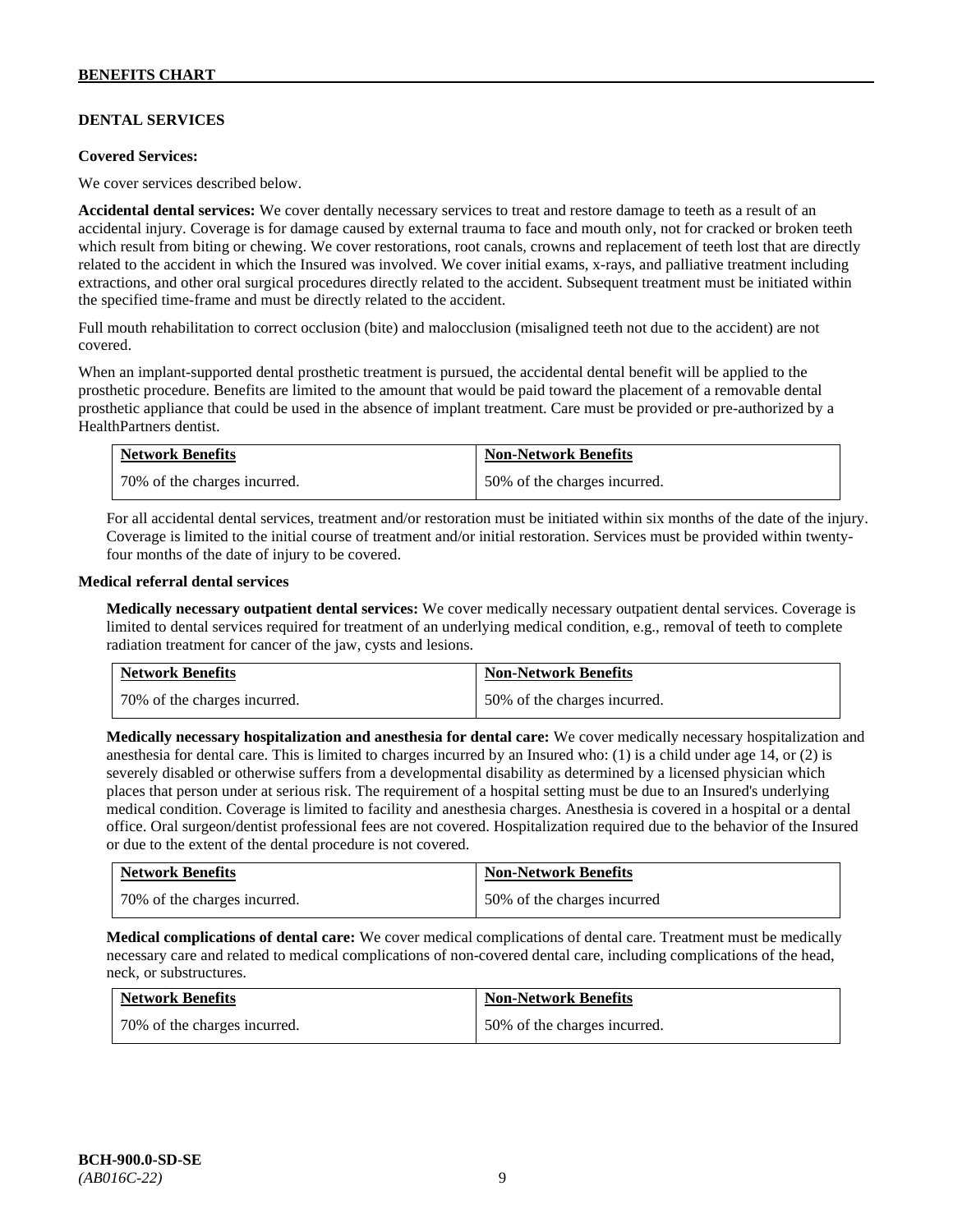## DENTAL SERVICES

**Covered Services:**

We cover services described below.

**Accidental dental services:** We cover dentally necessary services to treat and restore damage to teeth as a result of an accidental injury. Coverage is for damage caused by external trauma to face and mouth only, not for cracked or broken teeth which result from biting or chewing. We cover restorations, root canals, crowns and replacement of teeth lost that are directly related to the accident in which the Insured was involved. We cover initial exams, x-rays, and palliative treatment including extractions, and other oral surgical procedures directly related to the accident. Subsequent treatment must be initiated within the specified time-frame and must be directly related to the accident.

Full mouth rehabilitation to correct occlusion (bite) and malocclusion (misaligned teeth not due to the accident) are not covered.

When an implant-supported dental prosthetic treatment is pursued, the accidental dental benefit will be applied to the prosthetic procedure. Benefits are limited to the amount that would be paid toward the placement of a removable dental prosthetic appliance that could be used in the absence of implant treatment. Care must be provided or pre-authorized by a HealthPartners dentist.

| Network Benefits | Non-Network Benefits |
|---|---|
| 70% of the charges incurred. | 50% of the charges incurred. |

For all accidental dental services, treatment and/or restoration must be initiated within six months of the date of the injury. Coverage is limited to the initial course of treatment and/or initial restoration. Services must be provided within twenty-four months of the date of injury to be covered.

**Medical referral dental services**

**Medically necessary outpatient dental services:** We cover medically necessary outpatient dental services. Coverage is limited to dental services required for treatment of an underlying medical condition, e.g., removal of teeth to complete radiation treatment for cancer of the jaw, cysts and lesions.

| Network Benefits | Non-Network Benefits |
|---|---|
| 70% of the charges incurred. | 50% of the charges incurred. |

**Medically necessary hospitalization and anesthesia for dental care:** We cover medically necessary hospitalization and anesthesia for dental care. This is limited to charges incurred by an Insured who: (1) is a child under age 14, or (2) is severely disabled or otherwise suffers from a developmental disability as determined by a licensed physician which places that person under at serious risk. The requirement of a hospital setting must be due to an Insured's underlying medical condition. Coverage is limited to facility and anesthesia charges. Anesthesia is covered in a hospital or a dental office. Oral surgeon/dentist professional fees are not covered. Hospitalization required due to the behavior of the Insured or due to the extent of the dental procedure is not covered.

| Network Benefits | Non-Network Benefits |
|---|---|
| 70% of the charges incurred. | 50% of the charges incurred |

**Medical complications of dental care:** We cover medical complications of dental care. Treatment must be medically necessary care and related to medical complications of non-covered dental care, including complications of the head, neck, or substructures.

| Network Benefits | Non-Network Benefits |
|---|---|
| 70% of the charges incurred. | 50% of the charges incurred. |

**BCH-900.0-SD-SE**
*(AB016C-22)*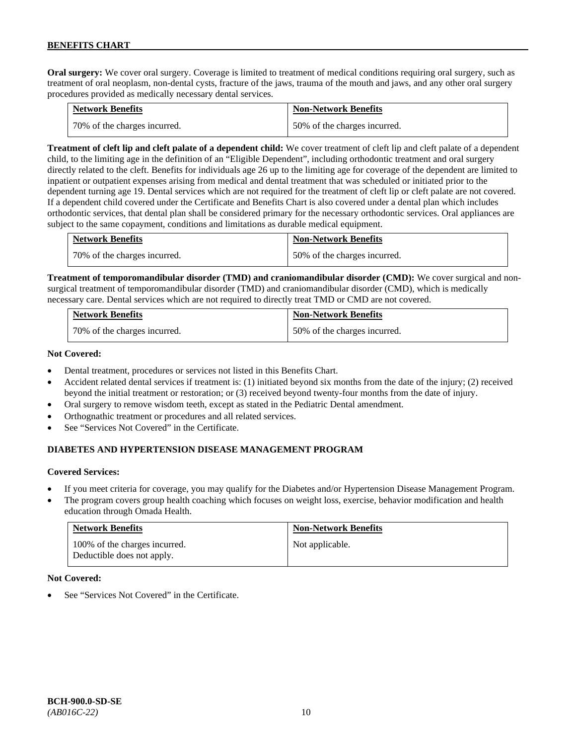**Oral surgery:** We cover oral surgery. Coverage is limited to treatment of medical conditions requiring oral surgery, such as treatment of oral neoplasm, non-dental cysts, fracture of the jaws, trauma of the mouth and jaws, and any other oral surgery procedures provided as medically necessary dental services.

| Network Benefits | Non-Network Benefits |
| --- | --- |
| 70% of the charges incurred. | 50% of the charges incurred. |

**Treatment of cleft lip and cleft palate of a dependent child:** We cover treatment of cleft lip and cleft palate of a dependent child, to the limiting age in the definition of an "Eligible Dependent", including orthodontic treatment and oral surgery directly related to the cleft. Benefits for individuals age 26 up to the limiting age for coverage of the dependent are limited to inpatient or outpatient expenses arising from medical and dental treatment that was scheduled or initiated prior to the dependent turning age 19. Dental services which are not required for the treatment of cleft lip or cleft palate are not covered. If a dependent child covered under the Certificate and Benefits Chart is also covered under a dental plan which includes orthodontic services, that dental plan shall be considered primary for the necessary orthodontic services. Oral appliances are subject to the same copayment, conditions and limitations as durable medical equipment.

| Network Benefits | Non-Network Benefits |
| --- | --- |
| 70% of the charges incurred. | 50% of the charges incurred. |

**Treatment of temporomandibular disorder (TMD) and craniomandibular disorder (CMD):** We cover surgical and non-surgical treatment of temporomandibular disorder (TMD) and craniomandibular disorder (CMD), which is medically necessary care. Dental services which are not required to directly treat TMD or CMD are not covered.

| Network Benefits | Non-Network Benefits |
| --- | --- |
| 70% of the charges incurred. | 50% of the charges incurred. |

**Not Covered:**

- Dental treatment, procedures or services not listed in this Benefits Chart.
- Accident related dental services if treatment is: (1) initiated beyond six months from the date of the injury; (2) received beyond the initial treatment or restoration; or (3) received beyond twenty-four months from the date of injury.
- Oral surgery to remove wisdom teeth, except as stated in the Pediatric Dental amendment.
- Orthognathic treatment or procedures and all related services.
- See "Services Not Covered" in the Certificate.

### DIABETES AND HYPERTENSION DISEASE MANAGEMENT PROGRAM

**Covered Services:**

- If you meet criteria for coverage, you may qualify for the Diabetes and/or Hypertension Disease Management Program.
- The program covers group health coaching which focuses on weight loss, exercise, behavior modification and health education through Omada Health.

| Network Benefits | Non-Network Benefits |
| --- | --- |
| 100% of the charges incurred. Deductible does not apply. | Not applicable. |

**Not Covered:**

- See "Services Not Covered" in the Certificate.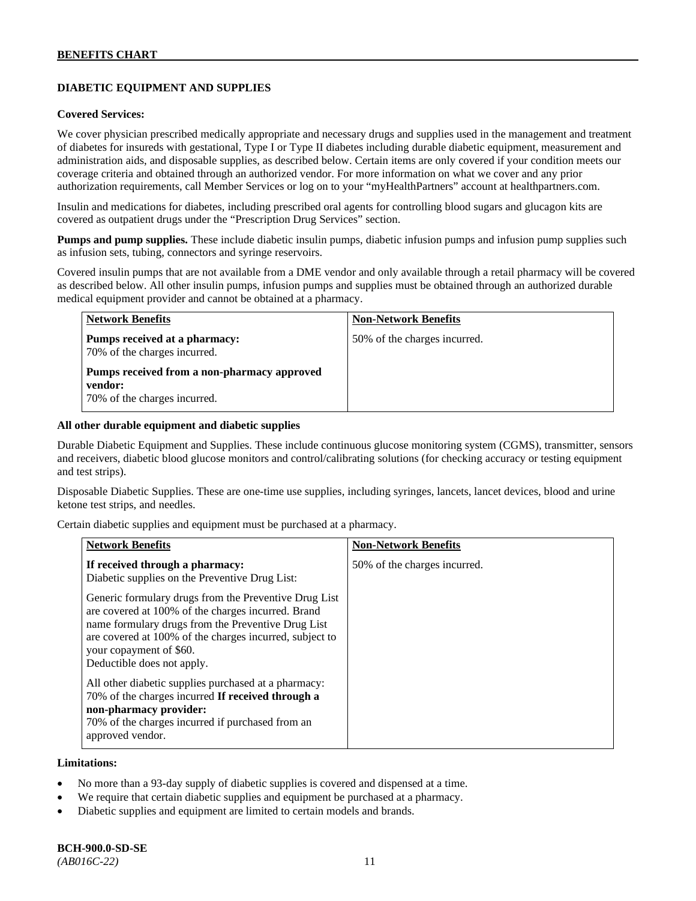## DIABETIC EQUIPMENT AND SUPPLIES

**Covered Services:**

We cover physician prescribed medically appropriate and necessary drugs and supplies used in the management and treatment of diabetes for insureds with gestational, Type I or Type II diabetes including durable diabetic equipment, measurement and administration aids, and disposable supplies, as described below. Certain items are only covered if your condition meets our coverage criteria and obtained through an authorized vendor. For more information on what we cover and any prior authorization requirements, call Member Services or log on to your "myHealthPartners" account at healthpartners.com.

Insulin and medications for diabetes, including prescribed oral agents for controlling blood sugars and glucagon kits are covered as outpatient drugs under the "Prescription Drug Services" section.

**Pumps and pump supplies.** These include diabetic insulin pumps, diabetic infusion pumps and infusion pump supplies such as infusion sets, tubing, connectors and syringe reservoirs.

Covered insulin pumps that are not available from a DME vendor and only available through a retail pharmacy will be covered as described below. All other insulin pumps, infusion pumps and supplies must be obtained through an authorized durable medical equipment provider and cannot be obtained at a pharmacy.

| Network Benefits | Non-Network Benefits |
| --- | --- |
| **Pumps received at a pharmacy:**<br>70% of the charges incurred.<br><br>**Pumps received from a non-pharmacy approved vendor:**<br>70% of the charges incurred. | 50% of the charges incurred. |

**All other durable equipment and diabetic supplies**

Durable Diabetic Equipment and Supplies. These include continuous glucose monitoring system (CGMS), transmitter, sensors and receivers, diabetic blood glucose monitors and control/calibrating solutions (for checking accuracy or testing equipment and test strips).

Disposable Diabetic Supplies. These are one-time use supplies, including syringes, lancets, lancet devices, blood and urine ketone test strips, and needles.

Certain diabetic supplies and equipment must be purchased at a pharmacy.

| Network Benefits | Non-Network Benefits |
| --- | --- |
| **If received through a pharmacy:**<br>Diabetic supplies on the Preventive Drug List:<br><br>Generic formulary drugs from the Preventive Drug List are covered at 100% of the charges incurred. Brand name formulary drugs from the Preventive Drug List are covered at 100% of the charges incurred, subject to your copayment of $60.<br>Deductible does not apply.<br><br>All other diabetic supplies purchased at a pharmacy: 70% of the charges incurred **If received through a non-pharmacy provider:**<br>70% of the charges incurred if purchased from an approved vendor. | 50% of the charges incurred. |

**Limitations:**

- No more than a 93-day supply of diabetic supplies is covered and dispensed at a time.
- We require that certain diabetic supplies and equipment be purchased at a pharmacy.
- Diabetic supplies and equipment are limited to certain models and brands.

**BCH-900.0-SD-SE**
*(AB016C-22)*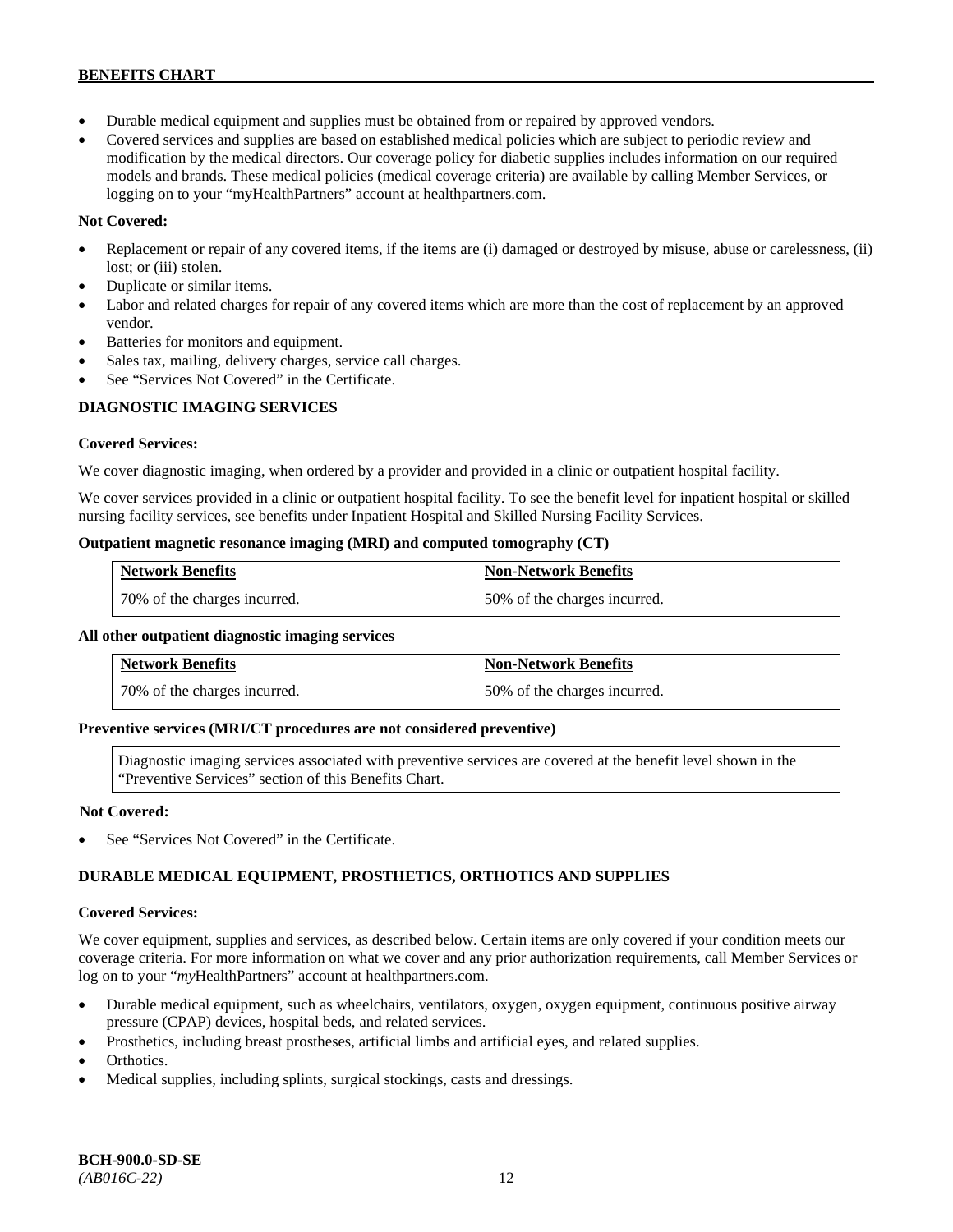- Durable medical equipment and supplies must be obtained from or repaired by approved vendors.
- Covered services and supplies are based on established medical policies which are subject to periodic review and modification by the medical directors. Our coverage policy for diabetic supplies includes information on our required models and brands. These medical policies (medical coverage criteria) are available by calling Member Services, or logging on to your "myHealthPartners" account at healthpartners.com.

**Not Covered:**

- Replacement or repair of any covered items, if the items are (i) damaged or destroyed by misuse, abuse or carelessness, (ii) lost; or (iii) stolen.
- Duplicate or similar items.
- Labor and related charges for repair of any covered items which are more than the cost of replacement by an approved vendor.
- Batteries for monitors and equipment.
- Sales tax, mailing, delivery charges, service call charges.
- See "Services Not Covered" in the Certificate.

## DIAGNOSTIC IMAGING SERVICES

**Covered Services:**

We cover diagnostic imaging, when ordered by a provider and provided in a clinic or outpatient hospital facility.

We cover services provided in a clinic or outpatient hospital facility. To see the benefit level for inpatient hospital or skilled nursing facility services, see benefits under Inpatient Hospital and Skilled Nursing Facility Services.

**Outpatient magnetic resonance imaging (MRI) and computed tomography (CT)**

| Network Benefits | Non-Network Benefits |
|---|---|
| 70% of the charges incurred. | 50% of the charges incurred. |

**All other outpatient diagnostic imaging services**

| Network Benefits | Non-Network Benefits |
|---|---|
| 70% of the charges incurred. | 50% of the charges incurred. |

**Preventive services (MRI/CT procedures are not considered preventive)**

Diagnostic imaging services associated with preventive services are covered at the benefit level shown in the "Preventive Services" section of this Benefits Chart.

**Not Covered:**

- See "Services Not Covered" in the Certificate.

## DURABLE MEDICAL EQUIPMENT, PROSTHETICS, ORTHOTICS AND SUPPLIES

**Covered Services:**

We cover equipment, supplies and services, as described below. Certain items are only covered if your condition meets our coverage criteria. For more information on what we cover and any prior authorization requirements, call Member Services or log on to your "*my*HealthPartners" account at healthpartners.com.

- Durable medical equipment, such as wheelchairs, ventilators, oxygen, oxygen equipment, continuous positive airway pressure (CPAP) devices, hospital beds, and related services.
- Prosthetics, including breast prostheses, artificial limbs and artificial eyes, and related supplies.
- Orthotics.
- Medical supplies, including splints, surgical stockings, casts and dressings.

**BCH-900.0-SD-SE**
*(AB016C-22)*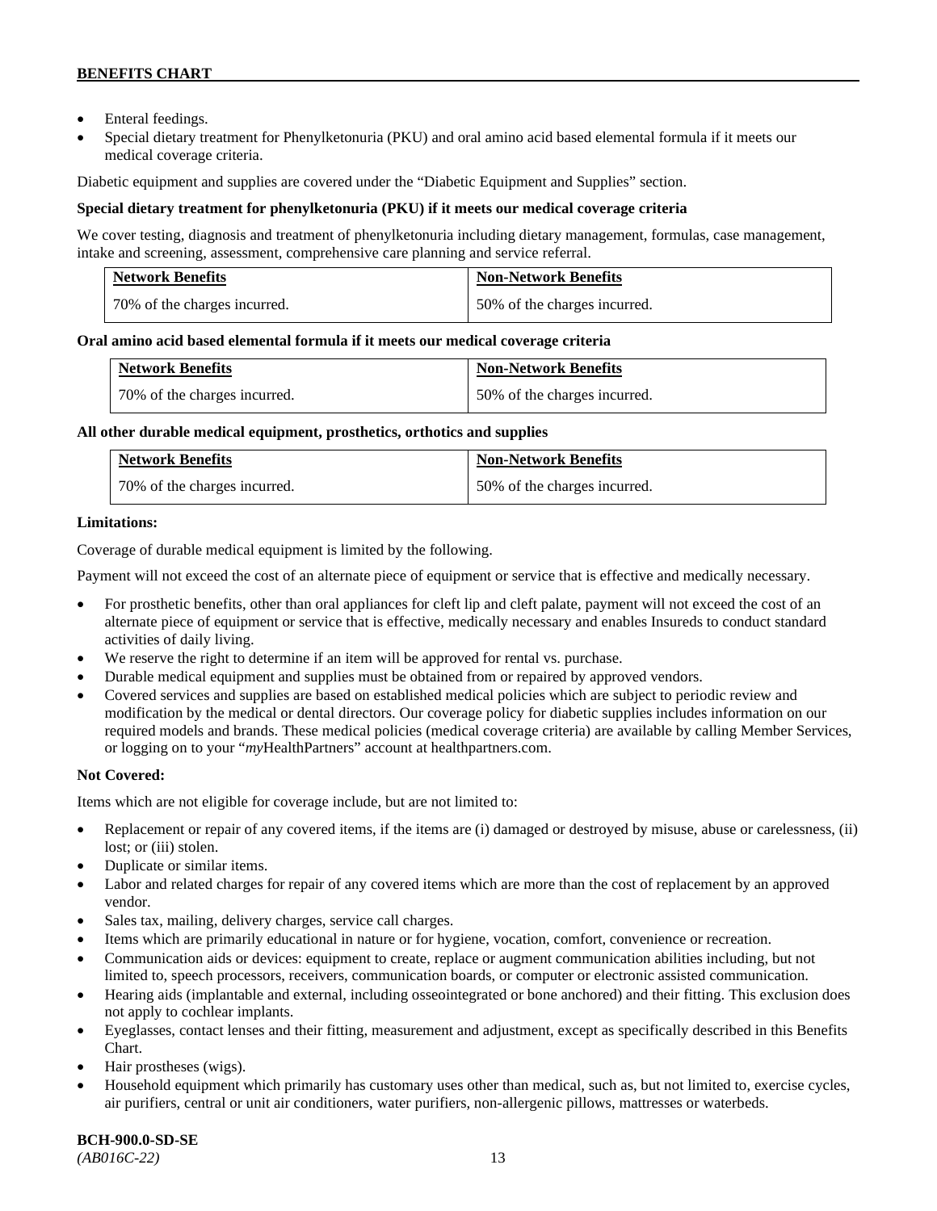- Enteral feedings.
- Special dietary treatment for Phenylketonuria (PKU) and oral amino acid based elemental formula if it meets our medical coverage criteria.

Diabetic equipment and supplies are covered under the "Diabetic Equipment and Supplies" section.

**Special dietary treatment for phenylketonuria (PKU) if it meets our medical coverage criteria**

We cover testing, diagnosis and treatment of phenylketonuria including dietary management, formulas, case management, intake and screening, assessment, comprehensive care planning and service referral.

| Network Benefits | Non-Network Benefits |
|---|---|
| 70% of the charges incurred. | 50% of the charges incurred. |

**Oral amino acid based elemental formula if it meets our medical coverage criteria**

| Network Benefits | Non-Network Benefits |
|---|---|
| 70% of the charges incurred. | 50% of the charges incurred. |

**All other durable medical equipment, prosthetics, orthotics and supplies**

| Network Benefits | Non-Network Benefits |
|---|---|
| 70% of the charges incurred. | 50% of the charges incurred. |

**Limitations:**

Coverage of durable medical equipment is limited by the following.

Payment will not exceed the cost of an alternate piece of equipment or service that is effective and medically necessary.

- For prosthetic benefits, other than oral appliances for cleft lip and cleft palate, payment will not exceed the cost of an alternate piece of equipment or service that is effective, medically necessary and enables Insureds to conduct standard activities of daily living.
- We reserve the right to determine if an item will be approved for rental vs. purchase.
- Durable medical equipment and supplies must be obtained from or repaired by approved vendors.
- Covered services and supplies are based on established medical policies which are subject to periodic review and modification by the medical or dental directors. Our coverage policy for diabetic supplies includes information on our required models and brands. These medical policies (medical coverage criteria) are available by calling Member Services, or logging on to your "*my*HealthPartners" account at healthpartners.com.

**Not Covered:**

Items which are not eligible for coverage include, but are not limited to:

- Replacement or repair of any covered items, if the items are (i) damaged or destroyed by misuse, abuse or carelessness, (ii) lost; or (iii) stolen.
- Duplicate or similar items.
- Labor and related charges for repair of any covered items which are more than the cost of replacement by an approved vendor.
- Sales tax, mailing, delivery charges, service call charges.
- Items which are primarily educational in nature or for hygiene, vocation, comfort, convenience or recreation.
- Communication aids or devices: equipment to create, replace or augment communication abilities including, but not limited to, speech processors, receivers, communication boards, or computer or electronic assisted communication.
- Hearing aids (implantable and external, including osseointegrated or bone anchored) and their fitting. This exclusion does not apply to cochlear implants.
- Eyeglasses, contact lenses and their fitting, measurement and adjustment, except as specifically described in this Benefits Chart.
- Hair prostheses (wigs).
- Household equipment which primarily has customary uses other than medical, such as, but not limited to, exercise cycles, air purifiers, central or unit air conditioners, water purifiers, non-allergenic pillows, mattresses or waterbeds.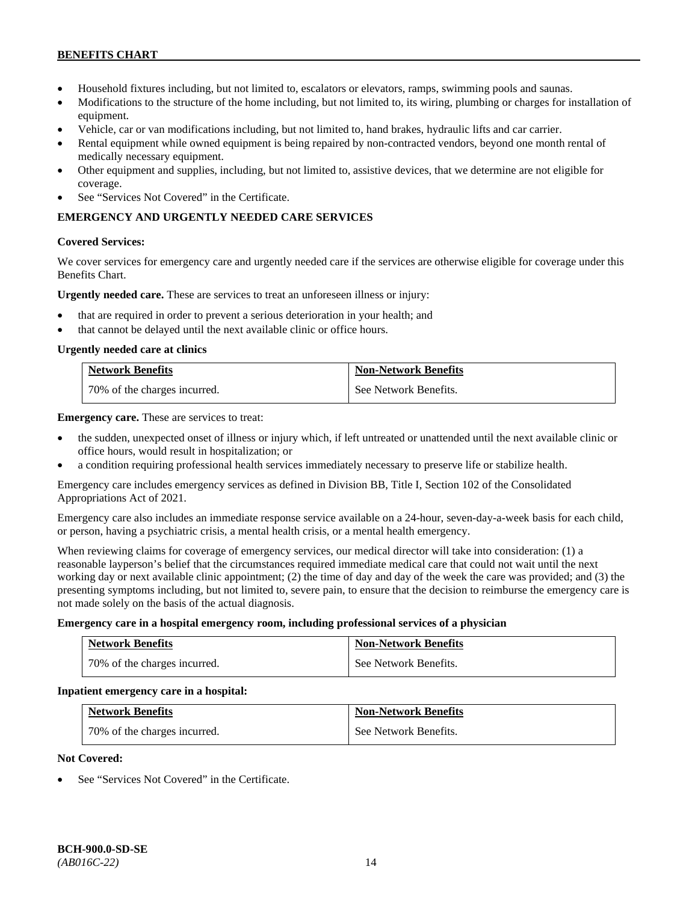- Household fixtures including, but not limited to, escalators or elevators, ramps, swimming pools and saunas.
- Modifications to the structure of the home including, but not limited to, its wiring, plumbing or charges for installation of equipment.
- Vehicle, car or van modifications including, but not limited to, hand brakes, hydraulic lifts and car carrier.
- Rental equipment while owned equipment is being repaired by non-contracted vendors, beyond one month rental of medically necessary equipment.
- Other equipment and supplies, including, but not limited to, assistive devices, that we determine are not eligible for coverage.
- See "Services Not Covered" in the Certificate.

## EMERGENCY AND URGENTLY NEEDED CARE SERVICES

**Covered Services:**

We cover services for emergency care and urgently needed care if the services are otherwise eligible for coverage under this Benefits Chart.

**Urgently needed care.** These are services to treat an unforeseen illness or injury:

- that are required in order to prevent a serious deterioration in your health; and
- that cannot be delayed until the next available clinic or office hours.

**Urgently needed care at clinics**

| Network Benefits | Non-Network Benefits |
|---|---|
| 70% of the charges incurred. | See Network Benefits. |

**Emergency care.** These are services to treat:

- the sudden, unexpected onset of illness or injury which, if left untreated or unattended until the next available clinic or office hours, would result in hospitalization; or
- a condition requiring professional health services immediately necessary to preserve life or stabilize health.

Emergency care includes emergency services as defined in Division BB, Title I, Section 102 of the Consolidated Appropriations Act of 2021.

Emergency care also includes an immediate response service available on a 24-hour, seven-day-a-week basis for each child, or person, having a psychiatric crisis, a mental health crisis, or a mental health emergency.

When reviewing claims for coverage of emergency services, our medical director will take into consideration: (1) a reasonable layperson's belief that the circumstances required immediate medical care that could not wait until the next working day or next available clinic appointment; (2) the time of day and day of the week the care was provided; and (3) the presenting symptoms including, but not limited to, severe pain, to ensure that the decision to reimburse the emergency care is not made solely on the basis of the actual diagnosis.

**Emergency care in a hospital emergency room, including professional services of a physician**

| Network Benefits | Non-Network Benefits |
|---|---|
| 70% of the charges incurred. | See Network Benefits. |

**Inpatient emergency care in a hospital:**

| Network Benefits | Non-Network Benefits |
|---|---|
| 70% of the charges incurred. | See Network Benefits. |

**Not Covered:**

- See "Services Not Covered" in the Certificate.

BCH-900.0-SD-SE
*(AB016C-22)*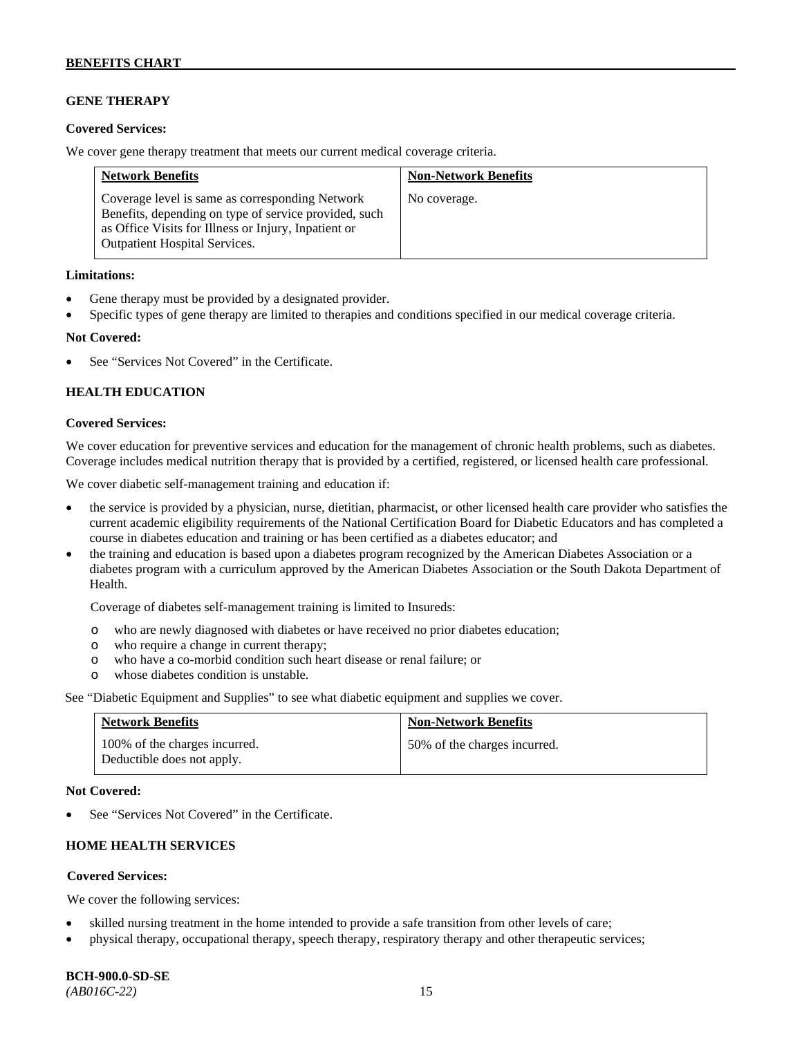## GENE THERAPY

**Covered Services:**

We cover gene therapy treatment that meets our current medical coverage criteria.

| Network Benefits | Non-Network Benefits |
|---|---|
| Coverage level is same as corresponding Network Benefits, depending on type of service provided, such as Office Visits for Illness or Injury, Inpatient or Outpatient Hospital Services. | No coverage. |

**Limitations:**

- Gene therapy must be provided by a designated provider.
- Specific types of gene therapy are limited to therapies and conditions specified in our medical coverage criteria.

**Not Covered:**

- See "Services Not Covered" in the Certificate.

## HEALTH EDUCATION

**Covered Services:**

We cover education for preventive services and education for the management of chronic health problems, such as diabetes. Coverage includes medical nutrition therapy that is provided by a certified, registered, or licensed health care professional.

We cover diabetic self-management training and education if:

- the service is provided by a physician, nurse, dietitian, pharmacist, or other licensed health care provider who satisfies the current academic eligibility requirements of the National Certification Board for Diabetic Educators and has completed a course in diabetes education and training or has been certified as a diabetes educator; and
- the training and education is based upon a diabetes program recognized by the American Diabetes Association or a diabetes program with a curriculum approved by the American Diabetes Association or the South Dakota Department of Health.

  Coverage of diabetes self-management training is limited to Insureds:

  - who are newly diagnosed with diabetes or have received no prior diabetes education;
  - who require a change in current therapy;
  - who have a co-morbid condition such heart disease or renal failure; or
  - whose diabetes condition is unstable.

See "Diabetic Equipment and Supplies" to see what diabetic equipment and supplies we cover.

| Network Benefits | Non-Network Benefits |
|---|---|
| 100% of the charges incurred. Deductible does not apply. | 50% of the charges incurred. |

**Not Covered:**

- See "Services Not Covered" in the Certificate.

## HOME HEALTH SERVICES

**Covered Services:**

We cover the following services:

- skilled nursing treatment in the home intended to provide a safe transition from other levels of care;
- physical therapy, occupational therapy, speech therapy, respiratory therapy and other therapeutic services;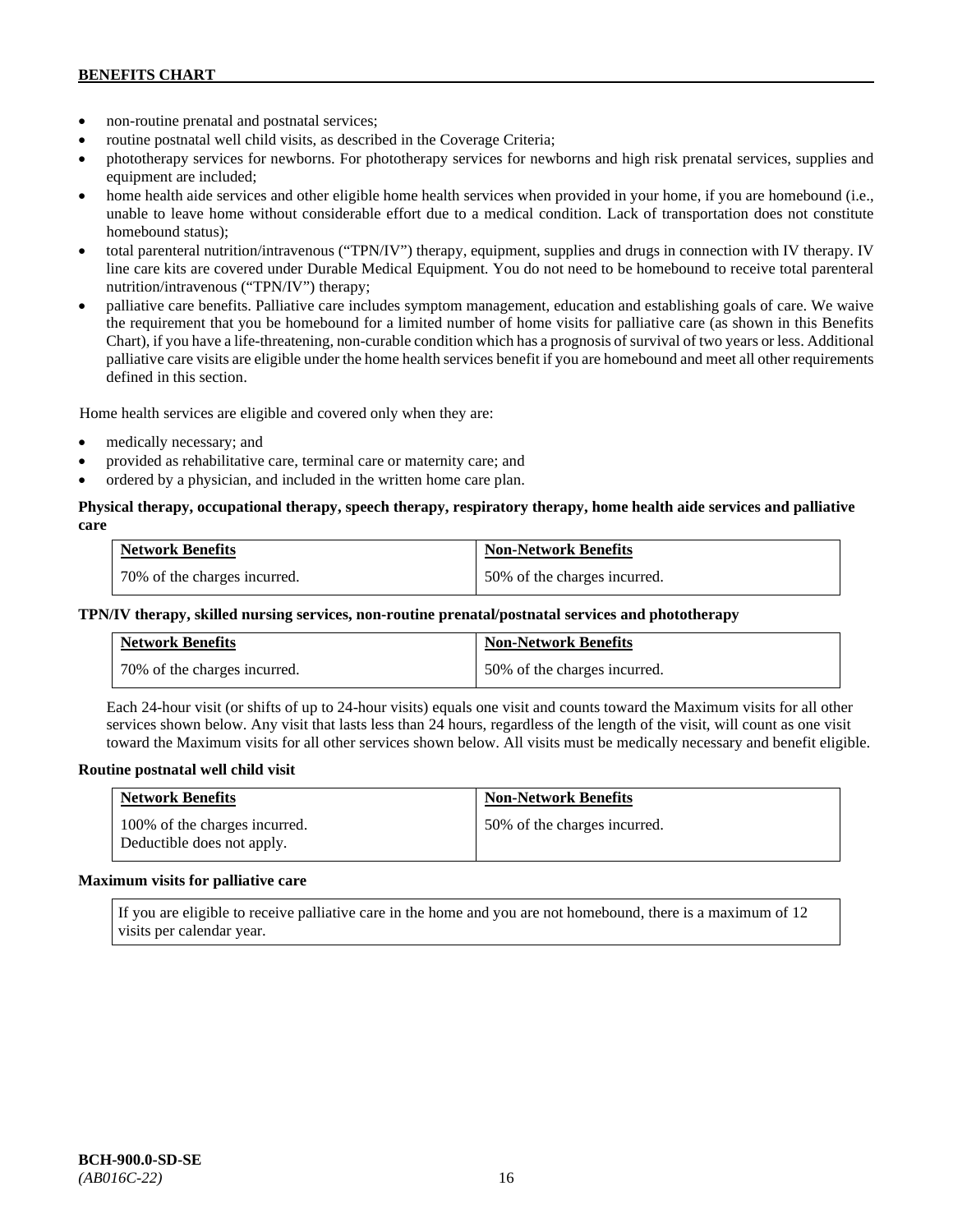- non-routine prenatal and postnatal services;
- routine postnatal well child visits, as described in the Coverage Criteria;
- phototherapy services for newborns. For phototherapy services for newborns and high risk prenatal services, supplies and equipment are included;
- home health aide services and other eligible home health services when provided in your home, if you are homebound (i.e., unable to leave home without considerable effort due to a medical condition. Lack of transportation does not constitute homebound status);
- total parenteral nutrition/intravenous ("TPN/IV") therapy, equipment, supplies and drugs in connection with IV therapy. IV line care kits are covered under Durable Medical Equipment. You do not need to be homebound to receive total parenteral nutrition/intravenous ("TPN/IV") therapy;
- palliative care benefits. Palliative care includes symptom management, education and establishing goals of care. We waive the requirement that you be homebound for a limited number of home visits for palliative care (as shown in this Benefits Chart), if you have a life-threatening, non-curable condition which has a prognosis of survival of two years or less. Additional palliative care visits are eligible under the home health services benefit if you are homebound and meet all other requirements defined in this section.

Home health services are eligible and covered only when they are:

- medically necessary; and
- provided as rehabilitative care, terminal care or maternity care; and
- ordered by a physician, and included in the written home care plan.

**Physical therapy, occupational therapy, speech therapy, respiratory therapy, home health aide services and palliative care**

| Network Benefits | Non-Network Benefits |
|---|---|
| 70% of the charges incurred. | 50% of the charges incurred. |

**TPN/IV therapy, skilled nursing services, non-routine prenatal/postnatal services and phototherapy**

| Network Benefits | Non-Network Benefits |
|---|---|
| 70% of the charges incurred. | 50% of the charges incurred. |

Each 24-hour visit (or shifts of up to 24-hour visits) equals one visit and counts toward the Maximum visits for all other services shown below. Any visit that lasts less than 24 hours, regardless of the length of the visit, will count as one visit toward the Maximum visits for all other services shown below. All visits must be medically necessary and benefit eligible.

**Routine postnatal well child visit**

| Network Benefits | Non-Network Benefits |
|---|---|
| 100% of the charges incurred. Deductible does not apply. | 50% of the charges incurred. |

**Maximum visits for palliative care**

| If you are eligible to receive palliative care in the home and you are not homebound, there is a maximum of 12 visits per calendar year. |
|---|

BCH-900.0-SD-SE
*(AB016C-22)*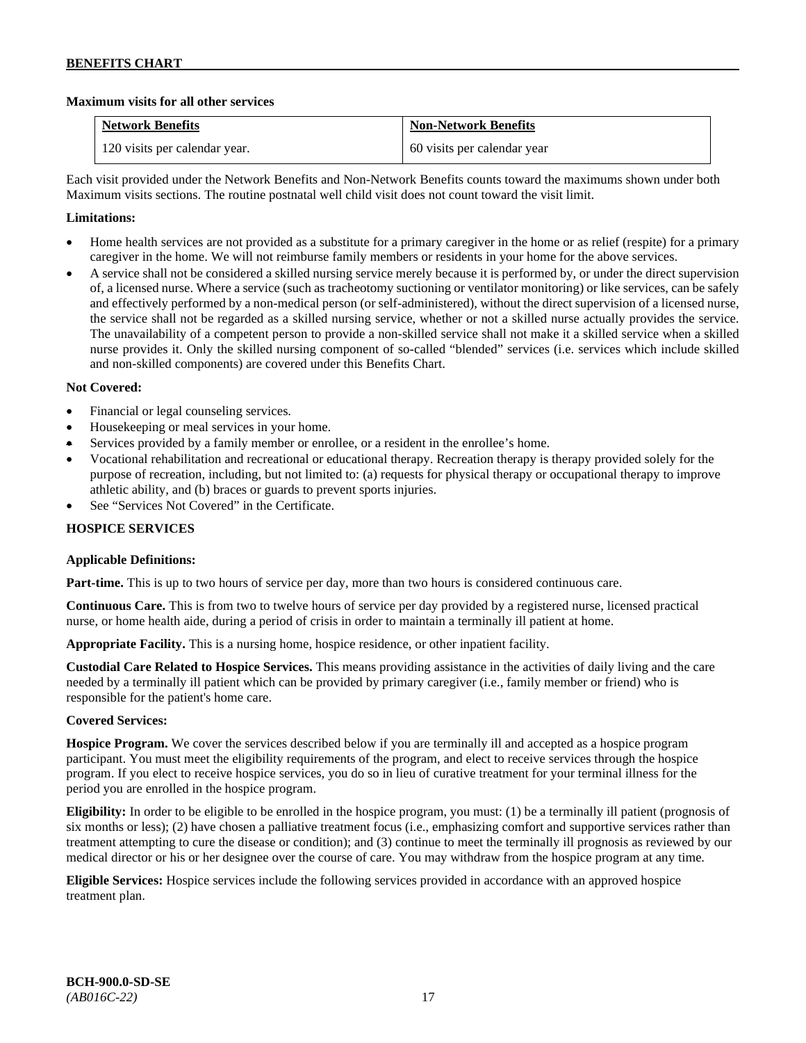**Maximum visits for all other services**

| Network Benefits | Non-Network Benefits |
|---|---|
| 120 visits per calendar year. | 60 visits per calendar year |

Each visit provided under the Network Benefits and Non-Network Benefits counts toward the maximums shown under both Maximum visits sections. The routine postnatal well child visit does not count toward the visit limit.

**Limitations:**

- Home health services are not provided as a substitute for a primary caregiver in the home or as relief (respite) for a primary caregiver in the home. We will not reimburse family members or residents in your home for the above services.
- A service shall not be considered a skilled nursing service merely because it is performed by, or under the direct supervision of, a licensed nurse. Where a service (such as tracheotomy suctioning or ventilator monitoring) or like services, can be safely and effectively performed by a non-medical person (or self-administered), without the direct supervision of a licensed nurse, the service shall not be regarded as a skilled nursing service, whether or not a skilled nurse actually provides the service. The unavailability of a competent person to provide a non-skilled service shall not make it a skilled service when a skilled nurse provides it. Only the skilled nursing component of so-called "blended" services (i.e. services which include skilled and non-skilled components) are covered under this Benefits Chart.

**Not Covered:**

- Financial or legal counseling services.
- Housekeeping or meal services in your home.
- Services provided by a family member or enrollee, or a resident in the enrollee's home.
- Vocational rehabilitation and recreational or educational therapy. Recreation therapy is therapy provided solely for the purpose of recreation, including, but not limited to: (a) requests for physical therapy or occupational therapy to improve athletic ability, and (b) braces or guards to prevent sports injuries.
- See "Services Not Covered" in the Certificate.

## HOSPICE SERVICES

**Applicable Definitions:**

**Part-time.** This is up to two hours of service per day, more than two hours is considered continuous care.

**Continuous Care.** This is from two to twelve hours of service per day provided by a registered nurse, licensed practical nurse, or home health aide, during a period of crisis in order to maintain a terminally ill patient at home.

**Appropriate Facility.** This is a nursing home, hospice residence, or other inpatient facility.

**Custodial Care Related to Hospice Services.** This means providing assistance in the activities of daily living and the care needed by a terminally ill patient which can be provided by primary caregiver (i.e., family member or friend) who is responsible for the patient's home care.

**Covered Services:**

**Hospice Program.** We cover the services described below if you are terminally ill and accepted as a hospice program participant. You must meet the eligibility requirements of the program, and elect to receive services through the hospice program. If you elect to receive hospice services, you do so in lieu of curative treatment for your terminal illness for the period you are enrolled in the hospice program.

**Eligibility:** In order to be eligible to be enrolled in the hospice program, you must: (1) be a terminally ill patient (prognosis of six months or less); (2) have chosen a palliative treatment focus (i.e., emphasizing comfort and supportive services rather than treatment attempting to cure the disease or condition); and (3) continue to meet the terminally ill prognosis as reviewed by our medical director or his or her designee over the course of care. You may withdraw from the hospice program at any time.

**Eligible Services:** Hospice services include the following services provided in accordance with an approved hospice treatment plan.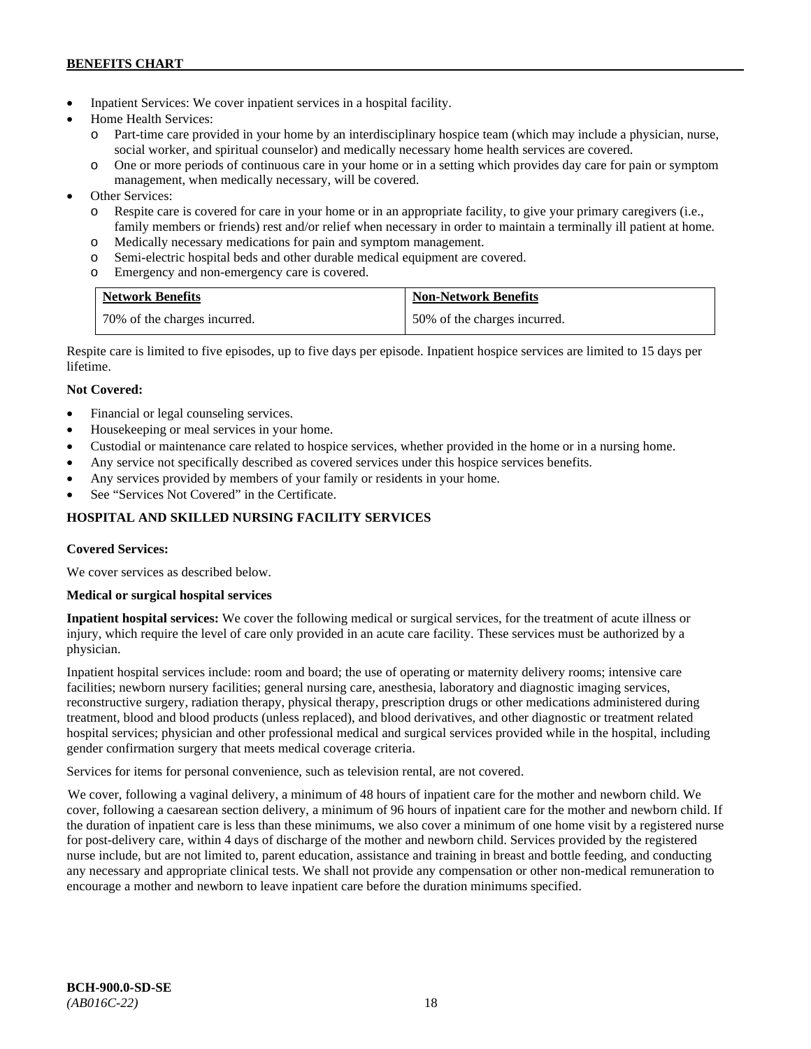- Inpatient Services: We cover inpatient services in a hospital facility.
- Home Health Services:
  - o Part-time care provided in your home by an interdisciplinary hospice team (which may include a physician, nurse, social worker, and spiritual counselor) and medically necessary home health services are covered.
  - o One or more periods of continuous care in your home or in a setting which provides day care for pain or symptom management, when medically necessary, will be covered.
- Other Services:
  - o Respite care is covered for care in your home or in an appropriate facility, to give your primary caregivers (i.e., family members or friends) rest and/or relief when necessary in order to maintain a terminally ill patient at home.
  - o Medically necessary medications for pain and symptom management.
  - o Semi-electric hospital beds and other durable medical equipment are covered.
  - o Emergency and non-emergency care is covered.

| Network Benefits | Non-Network Benefits |
|---|---|
| 70% of the charges incurred. | 50% of the charges incurred. |

Respite care is limited to five episodes, up to five days per episode. Inpatient hospice services are limited to 15 days per lifetime.

**Not Covered:**

- Financial or legal counseling services.
- Housekeeping or meal services in your home.
- Custodial or maintenance care related to hospice services, whether provided in the home or in a nursing home.
- Any service not specifically described as covered services under this hospice services benefits.
- Any services provided by members of your family or residents in your home.
- See "Services Not Covered" in the Certificate.

### HOSPITAL AND SKILLED NURSING FACILITY SERVICES

**Covered Services:**

We cover services as described below.

**Medical or surgical hospital services**

**Inpatient hospital services:** We cover the following medical or surgical services, for the treatment of acute illness or injury, which require the level of care only provided in an acute care facility. These services must be authorized by a physician.

Inpatient hospital services include: room and board; the use of operating or maternity delivery rooms; intensive care facilities; newborn nursery facilities; general nursing care, anesthesia, laboratory and diagnostic imaging services, reconstructive surgery, radiation therapy, physical therapy, prescription drugs or other medications administered during treatment, blood and blood products (unless replaced), and blood derivatives, and other diagnostic or treatment related hospital services; physician and other professional medical and surgical services provided while in the hospital, including gender confirmation surgery that meets medical coverage criteria.

Services for items for personal convenience, such as television rental, are not covered.

We cover, following a vaginal delivery, a minimum of 48 hours of inpatient care for the mother and newborn child. We cover, following a caesarean section delivery, a minimum of 96 hours of inpatient care for the mother and newborn child. If the duration of inpatient care is less than these minimums, we also cover a minimum of one home visit by a registered nurse for post-delivery care, within 4 days of discharge of the mother and newborn child. Services provided by the registered nurse include, but are not limited to, parent education, assistance and training in breast and bottle feeding, and conducting any necessary and appropriate clinical tests. We shall not provide any compensation or other non-medical remuneration to encourage a mother and newborn to leave inpatient care before the duration minimums specified.

**BCH-900.0-SD-SE**
*(AB016C-22)*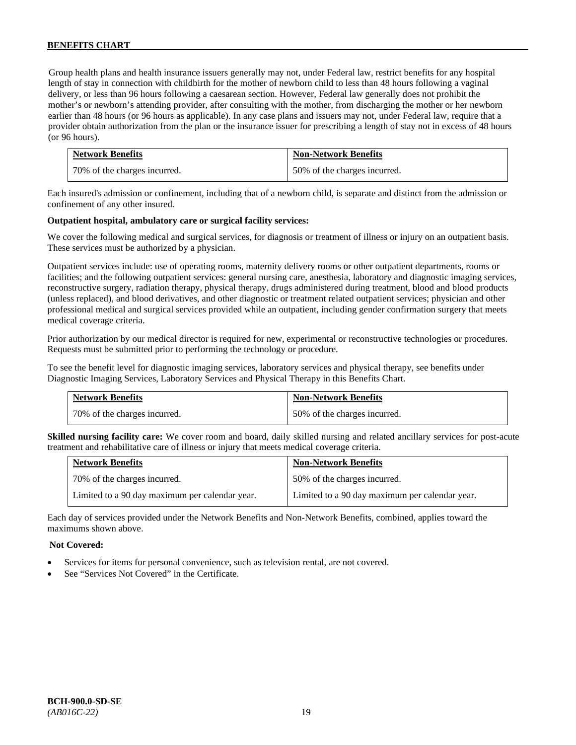Group health plans and health insurance issuers generally may not, under Federal law, restrict benefits for any hospital length of stay in connection with childbirth for the mother of newborn child to less than 48 hours following a vaginal delivery, or less than 96 hours following a caesarean section. However, Federal law generally does not prohibit the mother's or newborn's attending provider, after consulting with the mother, from discharging the mother or her newborn earlier than 48 hours (or 96 hours as applicable). In any case plans and issuers may not, under Federal law, require that a provider obtain authorization from the plan or the insurance issuer for prescribing a length of stay not in excess of 48 hours (or 96 hours).

| Network Benefits | Non-Network Benefits |
|---|---|
| 70% of the charges incurred. | 50% of the charges incurred. |

Each insured's admission or confinement, including that of a newborn child, is separate and distinct from the admission or confinement of any other insured.

**Outpatient hospital, ambulatory care or surgical facility services:**

We cover the following medical and surgical services, for diagnosis or treatment of illness or injury on an outpatient basis. These services must be authorized by a physician.

Outpatient services include: use of operating rooms, maternity delivery rooms or other outpatient departments, rooms or facilities; and the following outpatient services: general nursing care, anesthesia, laboratory and diagnostic imaging services, reconstructive surgery, radiation therapy, physical therapy, drugs administered during treatment, blood and blood products (unless replaced), and blood derivatives, and other diagnostic or treatment related outpatient services; physician and other professional medical and surgical services provided while an outpatient, including gender confirmation surgery that meets medical coverage criteria.

Prior authorization by our medical director is required for new, experimental or reconstructive technologies or procedures. Requests must be submitted prior to performing the technology or procedure.

To see the benefit level for diagnostic imaging services, laboratory services and physical therapy, see benefits under Diagnostic Imaging Services, Laboratory Services and Physical Therapy in this Benefits Chart.

| Network Benefits | Non-Network Benefits |
|---|---|
| 70% of the charges incurred. | 50% of the charges incurred. |

**Skilled nursing facility care:** We cover room and board, daily skilled nursing and related ancillary services for post-acute treatment and rehabilitative care of illness or injury that meets medical coverage criteria.

| Network Benefits | Non-Network Benefits |
|---|---|
| 70% of the charges incurred. | 50% of the charges incurred. |
| Limited to a 90 day maximum per calendar year. | Limited to a 90 day maximum per calendar year. |

Each day of services provided under the Network Benefits and Non-Network Benefits, combined, applies toward the maximums shown above.

**Not Covered:**

- Services for items for personal convenience, such as television rental, are not covered.
- See "Services Not Covered" in the Certificate.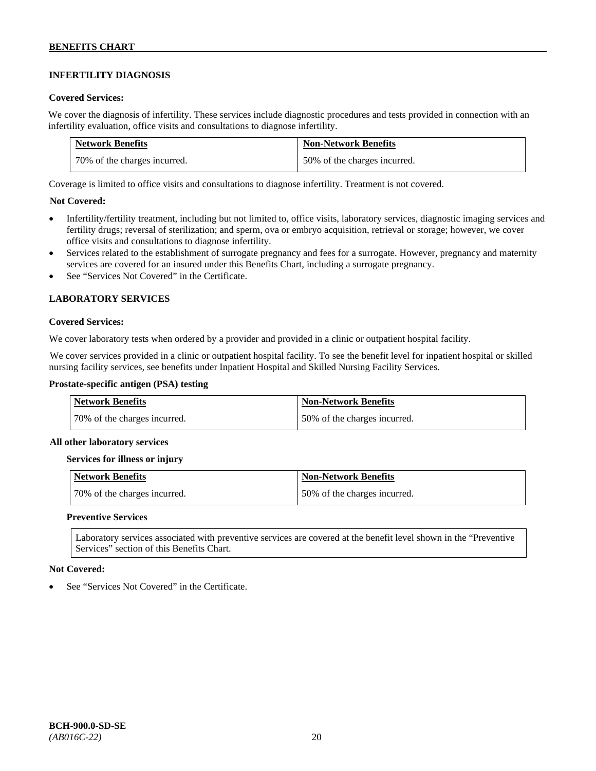## INFERTILITY DIAGNOSIS

**Covered Services:**

We cover the diagnosis of infertility. These services include diagnostic procedures and tests provided in connection with an infertility evaluation, office visits and consultations to diagnose infertility.

| Network Benefits | Non-Network Benefits |
|---|---|
| 70% of the charges incurred. | 50% of the charges incurred. |

Coverage is limited to office visits and consultations to diagnose infertility. Treatment is not covered.

**Not Covered:**

- Infertility/fertility treatment, including but not limited to, office visits, laboratory services, diagnostic imaging services and fertility drugs; reversal of sterilization; and sperm, ova or embryo acquisition, retrieval or storage; however, we cover office visits and consultations to diagnose infertility.
- Services related to the establishment of surrogate pregnancy and fees for a surrogate. However, pregnancy and maternity services are covered for an insured under this Benefits Chart, including a surrogate pregnancy.
- See "Services Not Covered" in the Certificate.

## LABORATORY SERVICES

**Covered Services:**

We cover laboratory tests when ordered by a provider and provided in a clinic or outpatient hospital facility.

We cover services provided in a clinic or outpatient hospital facility. To see the benefit level for inpatient hospital or skilled nursing facility services, see benefits under Inpatient Hospital and Skilled Nursing Facility Services.

**Prostate-specific antigen (PSA) testing**

| Network Benefits | Non-Network Benefits |
|---|---|
| 70% of the charges incurred. | 50% of the charges incurred. |

**All other laboratory services**

**Services for illness or injury**

| Network Benefits | Non-Network Benefits |
|---|---|
| 70% of the charges incurred. | 50% of the charges incurred. |

**Preventive Services**

Laboratory services associated with preventive services are covered at the benefit level shown in the "Preventive Services" section of this Benefits Chart.

**Not Covered:**

- See "Services Not Covered" in the Certificate.

**BCH-900.0-SD-SE**
*(AB016C-22)*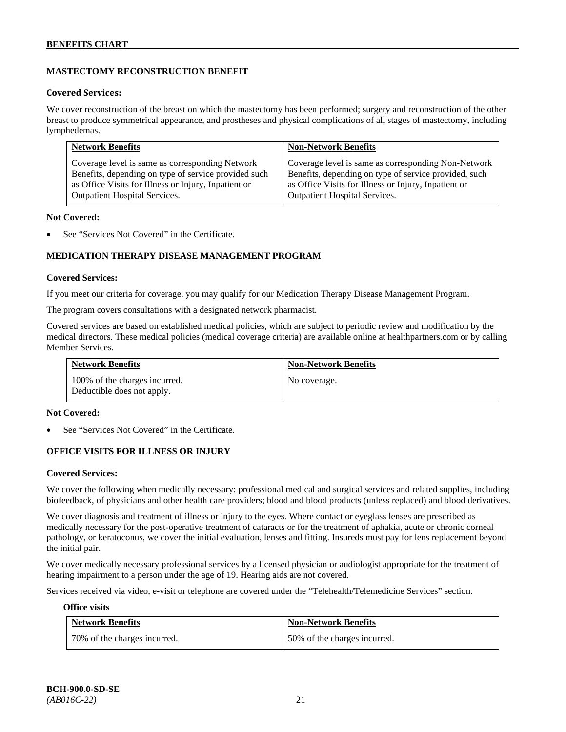## MASTECTOMY RECONSTRUCTION BENEFIT

### Covered Services:

We cover reconstruction of the breast on which the mastectomy has been performed; surgery and reconstruction of the other breast to produce symmetrical appearance, and prostheses and physical complications of all stages of mastectomy, including lymphedemas.

| Network Benefits | Non-Network Benefits |
|---|---|
| Coverage level is same as corresponding Network Benefits, depending on type of service provided such as Office Visits for Illness or Injury, Inpatient or Outpatient Hospital Services. | Coverage level is same as corresponding Non-Network Benefits, depending on type of service provided, such as Office Visits for Illness or Injury, Inpatient or Outpatient Hospital Services. |

**Not Covered:**

- See "Services Not Covered" in the Certificate.

## MEDICATION THERAPY DISEASE MANAGEMENT PROGRAM

### Covered Services:

If you meet our criteria for coverage, you may qualify for our Medication Therapy Disease Management Program.

The program covers consultations with a designated network pharmacist.

Covered services are based on established medical policies, which are subject to periodic review and modification by the medical directors. These medical policies (medical coverage criteria) are available online at healthpartners.com or by calling Member Services.

| Network Benefits | Non-Network Benefits |
|---|---|
| 100% of the charges incurred. Deductible does not apply. | No coverage. |

**Not Covered:**

- See "Services Not Covered" in the Certificate.

## OFFICE VISITS FOR ILLNESS OR INJURY

### Covered Services:

We cover the following when medically necessary: professional medical and surgical services and related supplies, including biofeedback, of physicians and other health care providers; blood and blood products (unless replaced) and blood derivatives.

We cover diagnosis and treatment of illness or injury to the eyes. Where contact or eyeglass lenses are prescribed as medically necessary for the post-operative treatment of cataracts or for the treatment of aphakia, acute or chronic corneal pathology, or keratoconus, we cover the initial evaluation, lenses and fitting. Insureds must pay for lens replacement beyond the initial pair.

We cover medically necessary professional services by a licensed physician or audiologist appropriate for the treatment of hearing impairment to a person under the age of 19. Hearing aids are not covered.

Services received via video, e-visit or telephone are covered under the "Telehealth/Telemedicine Services" section.

**Office visits**

| Network Benefits | Non-Network Benefits |
|---|---|
| 70% of the charges incurred. | 50% of the charges incurred. |

**BCH-900.0-SD-SE**
*(AB016C-22)*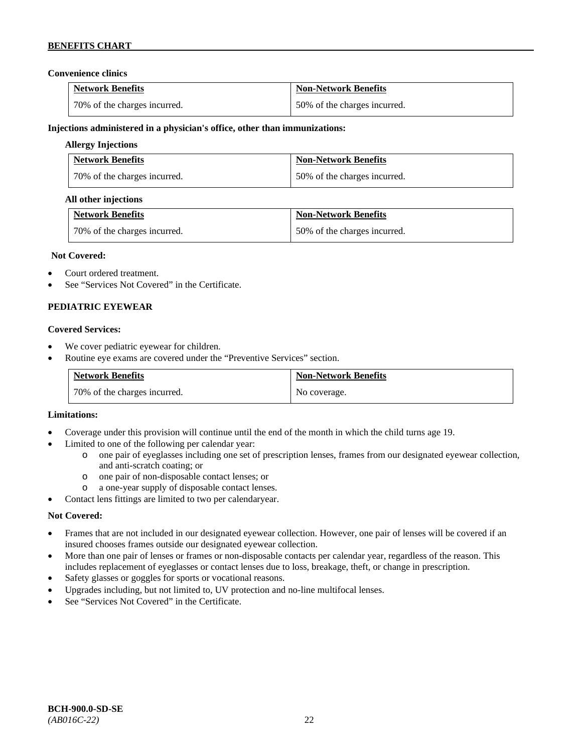**Convenience clinics**

| Network Benefits | Non-Network Benefits |
|---|---|
| 70% of the charges incurred. | 50% of the charges incurred. |

**Injections administered in a physician's office, other than immunizations:**

**Allergy Injections**

| Network Benefits | Non-Network Benefits |
|---|---|
| 70% of the charges incurred. | 50% of the charges incurred. |

**All other injections**

| Network Benefits | Non-Network Benefits |
|---|---|
| 70% of the charges incurred. | 50% of the charges incurred. |

**Not Covered:**

- Court ordered treatment.
- See "Services Not Covered" in the Certificate.

**PEDIATRIC EYEWEAR**

**Covered Services:**

- We cover pediatric eyewear for children.
- Routine eye exams are covered under the "Preventive Services" section.

| Network Benefits | Non-Network Benefits |
|---|---|
| 70% of the charges incurred. | No coverage. |

**Limitations:**

- Coverage under this provision will continue until the end of the month in which the child turns age 19.
- Limited to one of the following per calendar year:
  - one pair of eyeglasses including one set of prescription lenses, frames from our designated eyewear collection, and anti-scratch coating; or
  - one pair of non-disposable contact lenses; or
  - a one-year supply of disposable contact lenses.
- Contact lens fittings are limited to two per calendaryear.

**Not Covered:**

- Frames that are not included in our designated eyewear collection. However, one pair of lenses will be covered if an insured chooses frames outside our designated eyewear collection.
- More than one pair of lenses or frames or non-disposable contacts per calendar year, regardless of the reason. This includes replacement of eyeglasses or contact lenses due to loss, breakage, theft, or change in prescription.
- Safety glasses or goggles for sports or vocational reasons.
- Upgrades including, but not limited to, UV protection and no-line multifocal lenses.
- See "Services Not Covered" in the Certificate.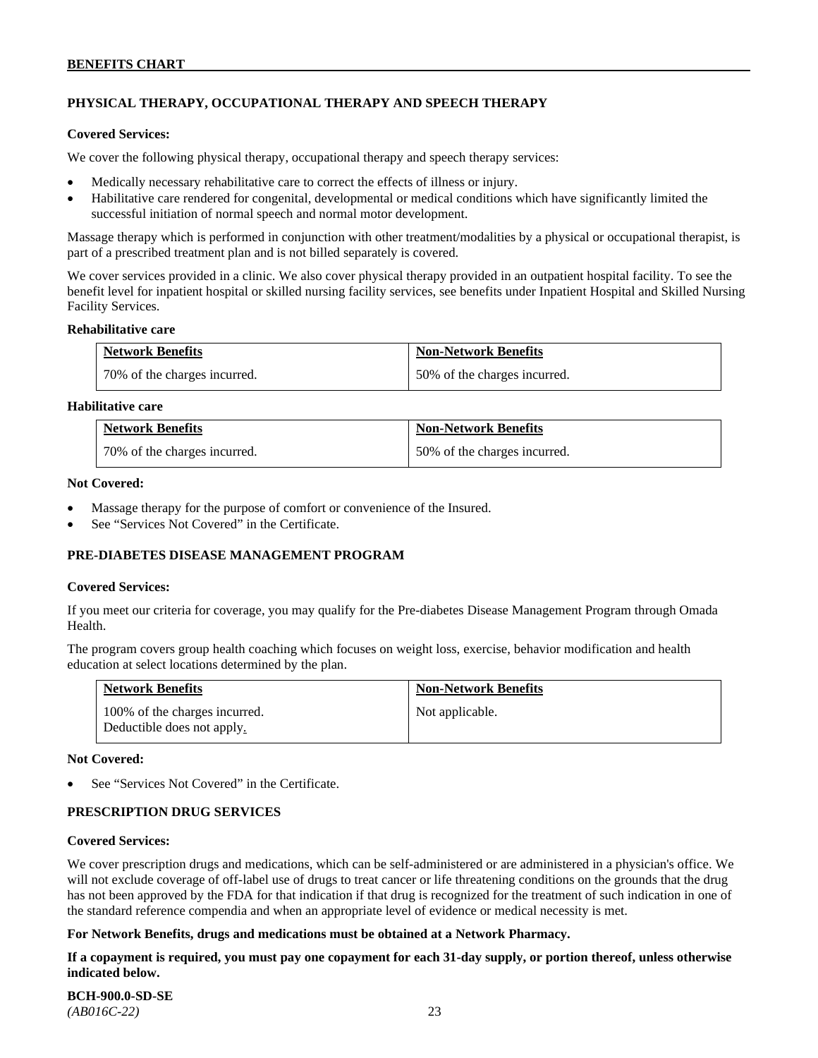## PHYSICAL THERAPY, OCCUPATIONAL THERAPY AND SPEECH THERAPY

**Covered Services:**

We cover the following physical therapy, occupational therapy and speech therapy services:

- Medically necessary rehabilitative care to correct the effects of illness or injury.
- Habilitative care rendered for congenital, developmental or medical conditions which have significantly limited the successful initiation of normal speech and normal motor development.

Massage therapy which is performed in conjunction with other treatment/modalities by a physical or occupational therapist, is part of a prescribed treatment plan and is not billed separately is covered.

We cover services provided in a clinic. We also cover physical therapy provided in an outpatient hospital facility. To see the benefit level for inpatient hospital or skilled nursing facility services, see benefits under Inpatient Hospital and Skilled Nursing Facility Services.

**Rehabilitative care**

| Network Benefits | Non-Network Benefits |
|---|---|
| 70% of the charges incurred. | 50% of the charges incurred. |

**Habilitative care**

| Network Benefits | Non-Network Benefits |
|---|---|
| 70% of the charges incurred. | 50% of the charges incurred. |

**Not Covered:**

- Massage therapy for the purpose of comfort or convenience of the Insured.
- See "Services Not Covered" in the Certificate.

## PRE-DIABETES DISEASE MANAGEMENT PROGRAM

**Covered Services:**

If you meet our criteria for coverage, you may qualify for the Pre-diabetes Disease Management Program through Omada Health.

The program covers group health coaching which focuses on weight loss, exercise, behavior modification and health education at select locations determined by the plan.

| Network Benefits | Non-Network Benefits |
|---|---|
| 100% of the charges incurred. Deductible does not apply. | Not applicable. |

**Not Covered:**

- See "Services Not Covered" in the Certificate.

## PRESCRIPTION DRUG SERVICES

**Covered Services:**

We cover prescription drugs and medications, which can be self-administered or are administered in a physician's office. We will not exclude coverage of off-label use of drugs to treat cancer or life threatening conditions on the grounds that the drug has not been approved by the FDA for that indication if that drug is recognized for the treatment of such indication in one of the standard reference compendia and when an appropriate level of evidence or medical necessity is met.

**For Network Benefits, drugs and medications must be obtained at a Network Pharmacy.**

**If a copayment is required, you must pay one copayment for each 31-day supply, or portion thereof, unless otherwise indicated below.**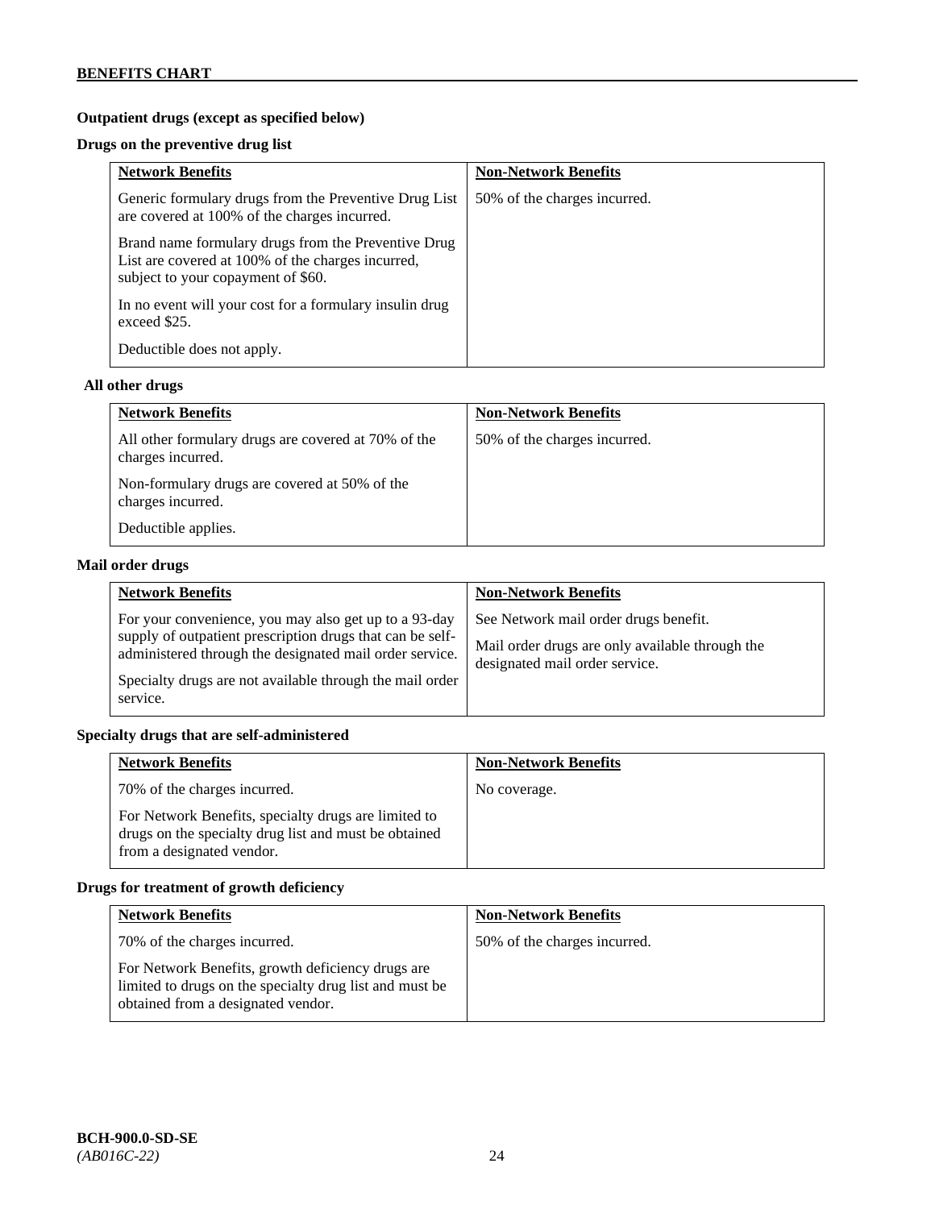**Outpatient drugs (except as specified below)**

**Drugs on the preventive drug list**

| Network Benefits | Non-Network Benefits |
|---|---|
| Generic formulary drugs from the Preventive Drug List are covered at 100% of the charges incurred.<br><br>Brand name formulary drugs from the Preventive Drug List are covered at 100% of the charges incurred, subject to your copayment of $60.<br><br>In no event will your cost for a formulary insulin drug exceed $25.<br><br>Deductible does not apply. | 50% of the charges incurred. |

**All other drugs**

| Network Benefits | Non-Network Benefits |
|---|---|
| All other formulary drugs are covered at 70% of the charges incurred.<br><br>Non-formulary drugs are covered at 50% of the charges incurred.<br><br>Deductible applies. | 50% of the charges incurred. |

**Mail order drugs**

| Network Benefits | Non-Network Benefits |
|---|---|
| For your convenience, you may also get up to a 93-day supply of outpatient prescription drugs that can be self-administered through the designated mail order service.<br><br>Specialty drugs are not available through the mail order service. | See Network mail order drugs benefit.<br><br>Mail order drugs are only available through the designated mail order service. |

**Specialty drugs that are self-administered**

| Network Benefits | Non-Network Benefits |
|---|---|
| 70% of the charges incurred.<br><br>For Network Benefits, specialty drugs are limited to drugs on the specialty drug list and must be obtained from a designated vendor. | No coverage. |

**Drugs for treatment of growth deficiency**

| Network Benefits | Non-Network Benefits |
|---|---|
| 70% of the charges incurred.<br><br>For Network Benefits, growth deficiency drugs are limited to drugs on the specialty drug list and must be obtained from a designated vendor. | 50% of the charges incurred. |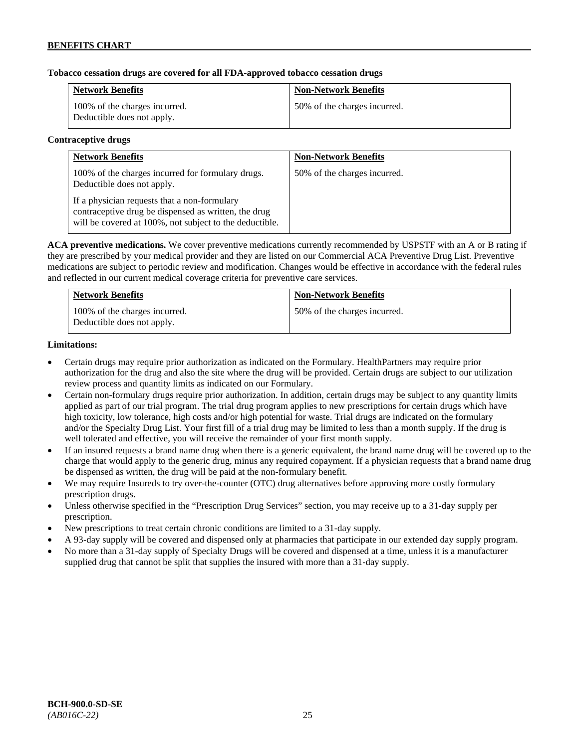**Tobacco cessation drugs are covered for all FDA-approved tobacco cessation drugs**

| Network Benefits | Non-Network Benefits |
| --- | --- |
| 100% of the charges incurred. Deductible does not apply. | 50% of the charges incurred. |

**Contraceptive drugs**

| Network Benefits | Non-Network Benefits |
| --- | --- |
| 100% of the charges incurred for formulary drugs. Deductible does not apply.<br><br>If a physician requests that a non-formulary contraceptive drug be dispensed as written, the drug will be covered at 100%, not subject to the deductible. | 50% of the charges incurred. |

**ACA preventive medications.** We cover preventive medications currently recommended by USPSTF with an A or B rating if they are prescribed by your medical provider and they are listed on our Commercial ACA Preventive Drug List. Preventive medications are subject to periodic review and modification. Changes would be effective in accordance with the federal rules and reflected in our current medical coverage criteria for preventive care services.

| Network Benefits | Non-Network Benefits |
| --- | --- |
| 100% of the charges incurred. Deductible does not apply. | 50% of the charges incurred. |

**Limitations:**

- Certain drugs may require prior authorization as indicated on the Formulary. HealthPartners may require prior authorization for the drug and also the site where the drug will be provided. Certain drugs are subject to our utilization review process and quantity limits as indicated on our Formulary.
- Certain non-formulary drugs require prior authorization. In addition, certain drugs may be subject to any quantity limits applied as part of our trial program. The trial drug program applies to new prescriptions for certain drugs which have high toxicity, low tolerance, high costs and/or high potential for waste. Trial drugs are indicated on the formulary and/or the Specialty Drug List. Your first fill of a trial drug may be limited to less than a month supply. If the drug is well tolerated and effective, you will receive the remainder of your first month supply.
- If an insured requests a brand name drug when there is a generic equivalent, the brand name drug will be covered up to the charge that would apply to the generic drug, minus any required copayment. If a physician requests that a brand name drug be dispensed as written, the drug will be paid at the non-formulary benefit.
- We may require Insureds to try over-the-counter (OTC) drug alternatives before approving more costly formulary prescription drugs.
- Unless otherwise specified in the "Prescription Drug Services" section, you may receive up to a 31-day supply per prescription.
- New prescriptions to treat certain chronic conditions are limited to a 31-day supply.
- A 93-day supply will be covered and dispensed only at pharmacies that participate in our extended day supply program.
- No more than a 31-day supply of Specialty Drugs will be covered and dispensed at a time, unless it is a manufacturer supplied drug that cannot be split that supplies the insured with more than a 31-day supply.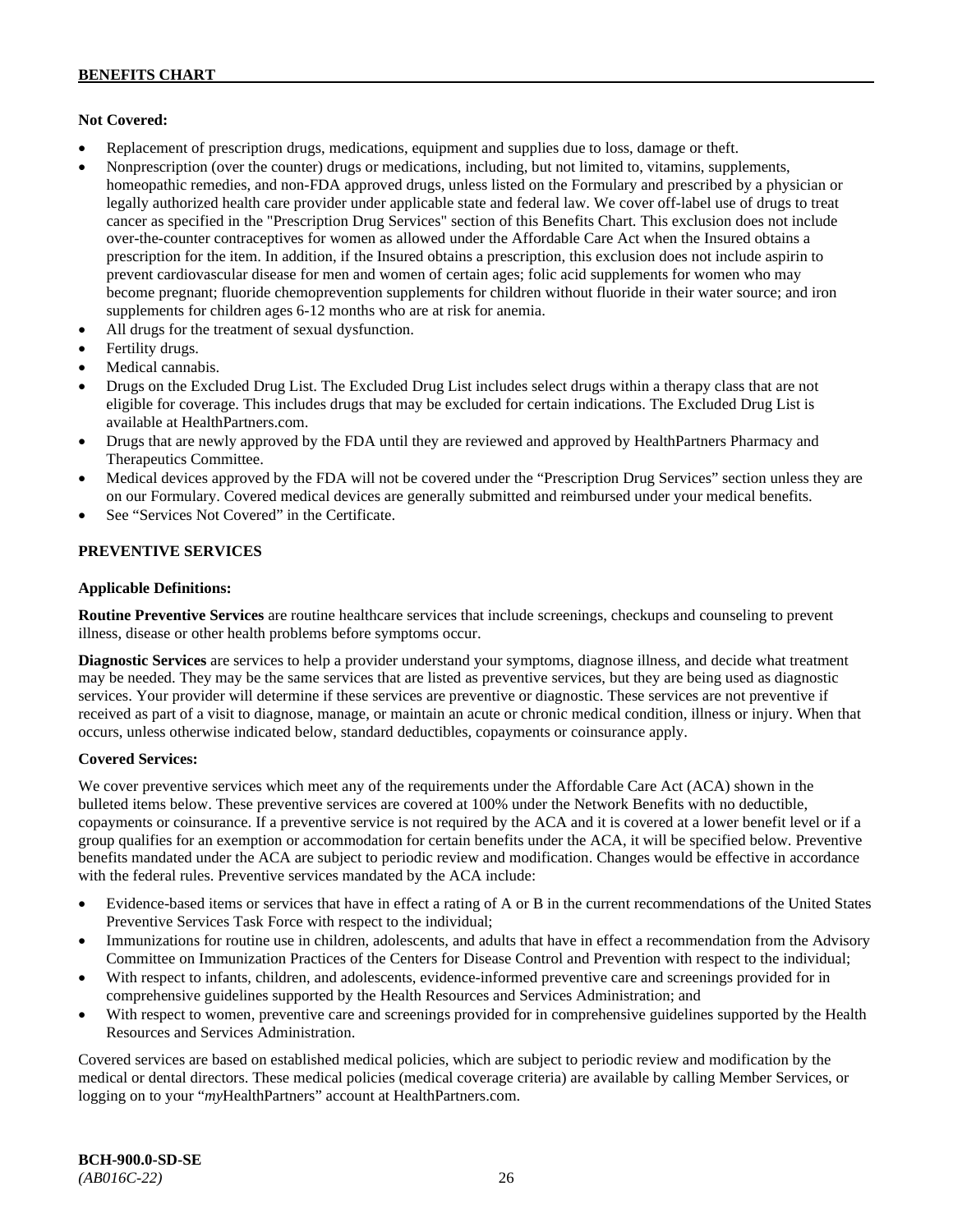**Not Covered:**

- Replacement of prescription drugs, medications, equipment and supplies due to loss, damage or theft.
- Nonprescription (over the counter) drugs or medications, including, but not limited to, vitamins, supplements, homeopathic remedies, and non-FDA approved drugs, unless listed on the Formulary and prescribed by a physician or legally authorized health care provider under applicable state and federal law. We cover off-label use of drugs to treat cancer as specified in the "Prescription Drug Services" section of this Benefits Chart. This exclusion does not include over-the-counter contraceptives for women as allowed under the Affordable Care Act when the Insured obtains a prescription for the item. In addition, if the Insured obtains a prescription, this exclusion does not include aspirin to prevent cardiovascular disease for men and women of certain ages; folic acid supplements for women who may become pregnant; fluoride chemoprevention supplements for children without fluoride in their water source; and iron supplements for children ages 6-12 months who are at risk for anemia.
- All drugs for the treatment of sexual dysfunction.
- Fertility drugs.
- Medical cannabis.
- Drugs on the Excluded Drug List. The Excluded Drug List includes select drugs within a therapy class that are not eligible for coverage. This includes drugs that may be excluded for certain indications. The Excluded Drug List is available at HealthPartners.com.
- Drugs that are newly approved by the FDA until they are reviewed and approved by HealthPartners Pharmacy and Therapeutics Committee.
- Medical devices approved by the FDA will not be covered under the "Prescription Drug Services" section unless they are on our Formulary. Covered medical devices are generally submitted and reimbursed under your medical benefits.
- See "Services Not Covered" in the Certificate.

## PREVENTIVE SERVICES

**Applicable Definitions:**

**Routine Preventive Services** are routine healthcare services that include screenings, checkups and counseling to prevent illness, disease or other health problems before symptoms occur.

**Diagnostic Services** are services to help a provider understand your symptoms, diagnose illness, and decide what treatment may be needed. They may be the same services that are listed as preventive services, but they are being used as diagnostic services. Your provider will determine if these services are preventive or diagnostic. These services are not preventive if received as part of a visit to diagnose, manage, or maintain an acute or chronic medical condition, illness or injury. When that occurs, unless otherwise indicated below, standard deductibles, copayments or coinsurance apply.

**Covered Services:**

We cover preventive services which meet any of the requirements under the Affordable Care Act (ACA) shown in the bulleted items below. These preventive services are covered at 100% under the Network Benefits with no deductible, copayments or coinsurance. If a preventive service is not required by the ACA and it is covered at a lower benefit level or if a group qualifies for an exemption or accommodation for certain benefits under the ACA, it will be specified below. Preventive benefits mandated under the ACA are subject to periodic review and modification. Changes would be effective in accordance with the federal rules. Preventive services mandated by the ACA include:

- Evidence-based items or services that have in effect a rating of A or B in the current recommendations of the United States Preventive Services Task Force with respect to the individual;
- Immunizations for routine use in children, adolescents, and adults that have in effect a recommendation from the Advisory Committee on Immunization Practices of the Centers for Disease Control and Prevention with respect to the individual;
- With respect to infants, children, and adolescents, evidence-informed preventive care and screenings provided for in comprehensive guidelines supported by the Health Resources and Services Administration; and
- With respect to women, preventive care and screenings provided for in comprehensive guidelines supported by the Health Resources and Services Administration.

Covered services are based on established medical policies, which are subject to periodic review and modification by the medical or dental directors. These medical policies (medical coverage criteria) are available by calling Member Services, or logging on to your "*my*HealthPartners" account at HealthPartners.com.

**BCH-900.0-SD-SE**
*(AB016C-22)*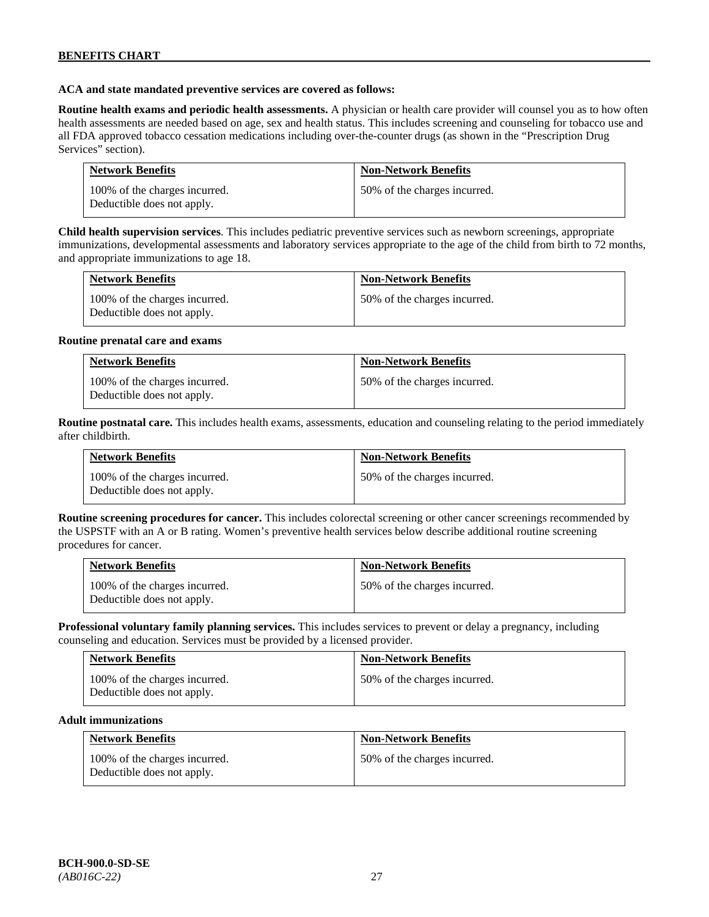**ACA and state mandated preventive services are covered as follows:**

**Routine health exams and periodic health assessments.** A physician or health care provider will counsel you as to how often health assessments are needed based on age, sex and health status. This includes screening and counseling for tobacco use and all FDA approved tobacco cessation medications including over-the-counter drugs (as shown in the "Prescription Drug Services" section).

| Network Benefits | Non-Network Benefits |
|---|---|
| 100% of the charges incurred. Deductible does not apply. | 50% of the charges incurred. |

**Child health supervision services**. This includes pediatric preventive services such as newborn screenings, appropriate immunizations, developmental assessments and laboratory services appropriate to the age of the child from birth to 72 months, and appropriate immunizations to age 18.

| Network Benefits | Non-Network Benefits |
|---|---|
| 100% of the charges incurred. Deductible does not apply. | 50% of the charges incurred. |

**Routine prenatal care and exams**

| Network Benefits | Non-Network Benefits |
|---|---|
| 100% of the charges incurred. Deductible does not apply. | 50% of the charges incurred. |

**Routine postnatal care.** This includes health exams, assessments, education and counseling relating to the period immediately after childbirth.

| Network Benefits | Non-Network Benefits |
|---|---|
| 100% of the charges incurred. Deductible does not apply. | 50% of the charges incurred. |

**Routine screening procedures for cancer.** This includes colorectal screening or other cancer screenings recommended by the USPSTF with an A or B rating. Women's preventive health services below describe additional routine screening procedures for cancer.

| Network Benefits | Non-Network Benefits |
|---|---|
| 100% of the charges incurred. Deductible does not apply. | 50% of the charges incurred. |

**Professional voluntary family planning services.** This includes services to prevent or delay a pregnancy, including counseling and education. Services must be provided by a licensed provider.

| Network Benefits | Non-Network Benefits |
|---|---|
| 100% of the charges incurred. Deductible does not apply. | 50% of the charges incurred. |

**Adult immunizations**

| Network Benefits | Non-Network Benefits |
|---|---|
| 100% of the charges incurred. Deductible does not apply. | 50% of the charges incurred. |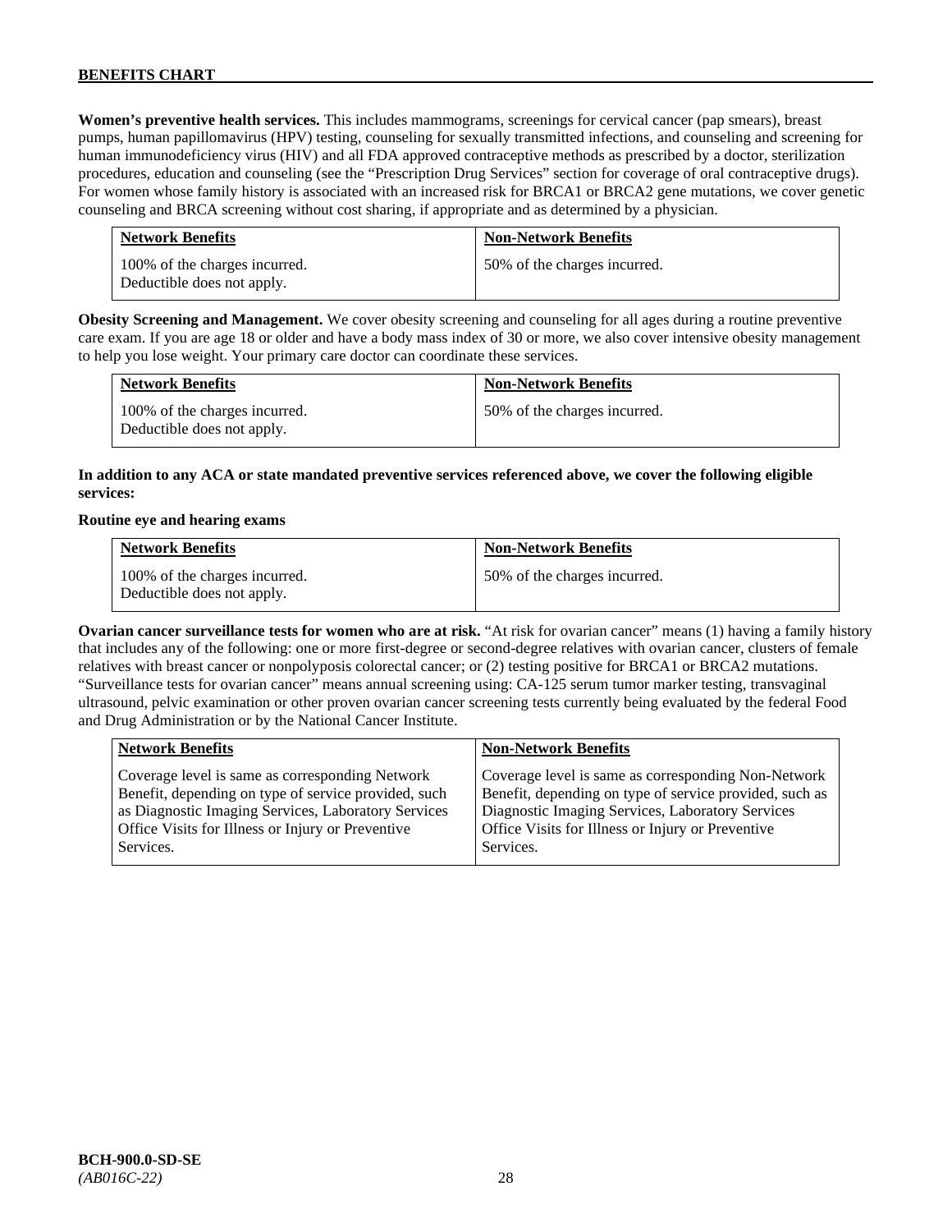**Women's preventive health services.** This includes mammograms, screenings for cervical cancer (pap smears), breast pumps, human papillomavirus (HPV) testing, counseling for sexually transmitted infections, and counseling and screening for human immunodeficiency virus (HIV) and all FDA approved contraceptive methods as prescribed by a doctor, sterilization procedures, education and counseling (see the "Prescription Drug Services" section for coverage of oral contraceptive drugs). For women whose family history is associated with an increased risk for BRCA1 or BRCA2 gene mutations, we cover genetic counseling and BRCA screening without cost sharing, if appropriate and as determined by a physician.

| Network Benefits | Non-Network Benefits |
|---|---|
| 100% of the charges incurred. Deductible does not apply. | 50% of the charges incurred. |

**Obesity Screening and Management.** We cover obesity screening and counseling for all ages during a routine preventive care exam. If you are age 18 or older and have a body mass index of 30 or more, we also cover intensive obesity management to help you lose weight. Your primary care doctor can coordinate these services.

| Network Benefits | Non-Network Benefits |
|---|---|
| 100% of the charges incurred. Deductible does not apply. | 50% of the charges incurred. |

**In addition to any ACA or state mandated preventive services referenced above, we cover the following eligible services:**

**Routine eye and hearing exams**

| Network Benefits | Non-Network Benefits |
|---|---|
| 100% of the charges incurred. Deductible does not apply. | 50% of the charges incurred. |

**Ovarian cancer surveillance tests for women who are at risk.** "At risk for ovarian cancer" means (1) having a family history that includes any of the following: one or more first-degree or second-degree relatives with ovarian cancer, clusters of female relatives with breast cancer or nonpolyposis colorectal cancer; or (2) testing positive for BRCA1 or BRCA2 mutations. "Surveillance tests for ovarian cancer" means annual screening using: CA-125 serum tumor marker testing, transvaginal ultrasound, pelvic examination or other proven ovarian cancer screening tests currently being evaluated by the federal Food and Drug Administration or by the National Cancer Institute.

| Network Benefits | Non-Network Benefits |
|---|---|
| Coverage level is same as corresponding Network Benefit, depending on type of service provided, such as Diagnostic Imaging Services, Laboratory Services Office Visits for Illness or Injury or Preventive Services. | Coverage level is same as corresponding Non-Network Benefit, depending on type of service provided, such as Diagnostic Imaging Services, Laboratory Services Office Visits for Illness or Injury or Preventive Services. |

**BCH-900.0-SD-SE**
*(AB016C-22)*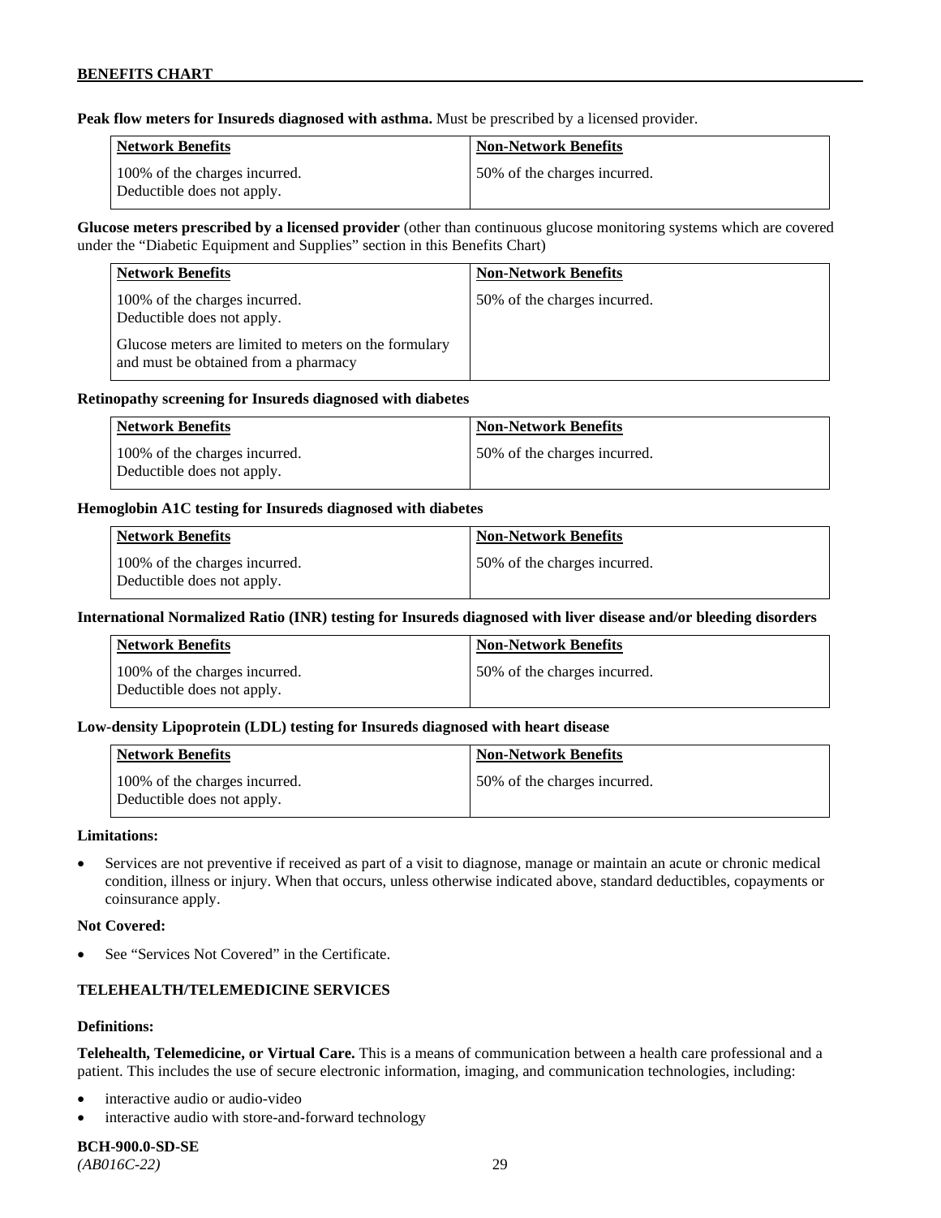**Peak flow meters for Insureds diagnosed with asthma.** Must be prescribed by a licensed provider.

| Network Benefits | Non-Network Benefits |
|---|---|
| 100% of the charges incurred. Deductible does not apply. | 50% of the charges incurred. |

**Glucose meters prescribed by a licensed provider** (other than continuous glucose monitoring systems which are covered under the "Diabetic Equipment and Supplies" section in this Benefits Chart)

| Network Benefits | Non-Network Benefits |
|---|---|
| 100% of the charges incurred. Deductible does not apply. Glucose meters are limited to meters on the formulary and must be obtained from a pharmacy | 50% of the charges incurred. |

**Retinopathy screening for Insureds diagnosed with diabetes**

| Network Benefits | Non-Network Benefits |
|---|---|
| 100% of the charges incurred. Deductible does not apply. | 50% of the charges incurred. |

**Hemoglobin A1C testing for Insureds diagnosed with diabetes**

| Network Benefits | Non-Network Benefits |
|---|---|
| 100% of the charges incurred. Deductible does not apply. | 50% of the charges incurred. |

**International Normalized Ratio (INR) testing for Insureds diagnosed with liver disease and/or bleeding disorders**

| Network Benefits | Non-Network Benefits |
|---|---|
| 100% of the charges incurred. Deductible does not apply. | 50% of the charges incurred. |

**Low-density Lipoprotein (LDL) testing for Insureds diagnosed with heart disease**

| Network Benefits | Non-Network Benefits |
|---|---|
| 100% of the charges incurred. Deductible does not apply. | 50% of the charges incurred. |

**Limitations:**

- Services are not preventive if received as part of a visit to diagnose, manage or maintain an acute or chronic medical condition, illness or injury. When that occurs, unless otherwise indicated above, standard deductibles, copayments or coinsurance apply.

**Not Covered:**

- See "Services Not Covered" in the Certificate.

**TELEHEALTH/TELEMEDICINE SERVICES**

**Definitions:**

**Telehealth, Telemedicine, or Virtual Care.** This is a means of communication between a health care professional and a patient. This includes the use of secure electronic information, imaging, and communication technologies, including:

- interactive audio or audio-video
- interactive audio with store-and-forward technology

**BCH-900.0-SD-SE**
*(AB016C-22)*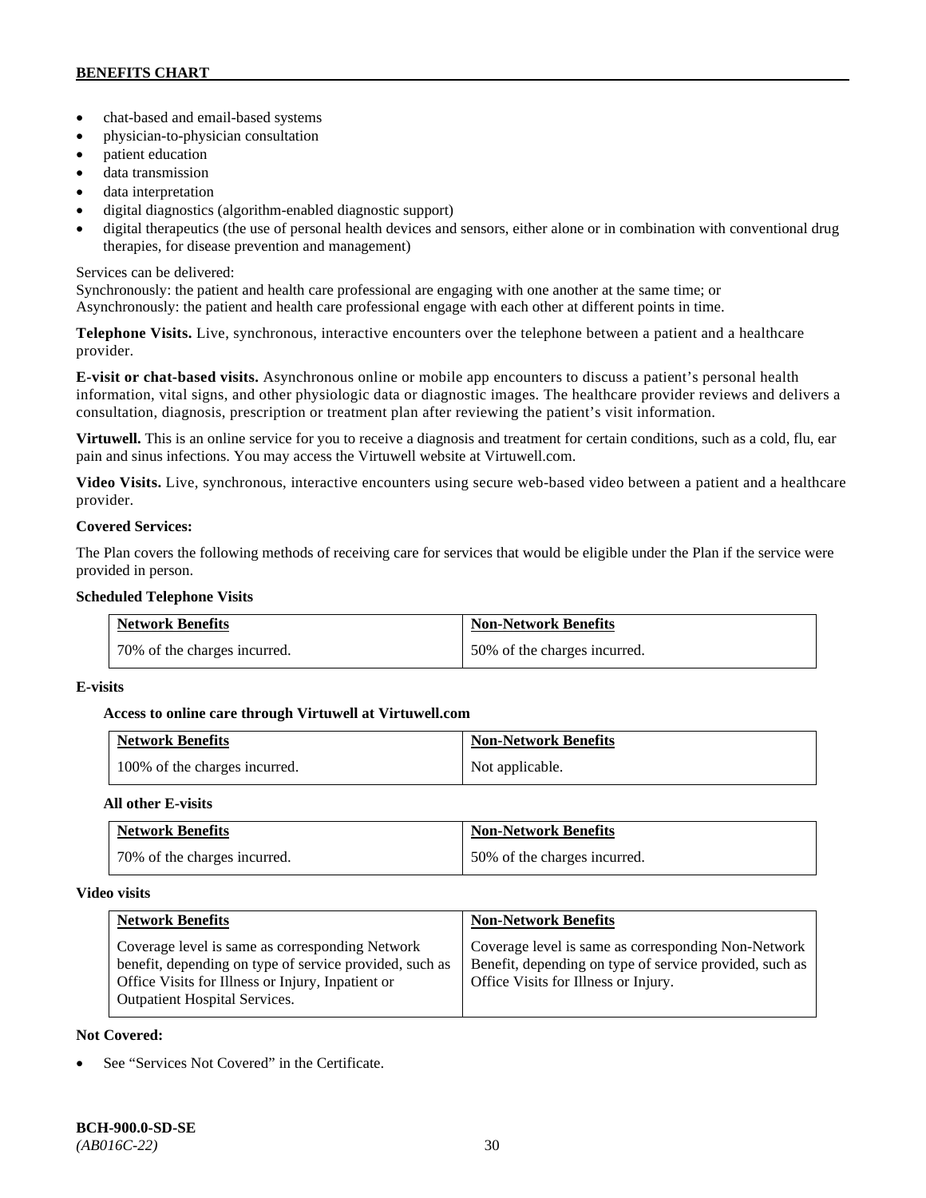- chat-based and email-based systems
- physician-to-physician consultation
- patient education
- data transmission
- data interpretation
- digital diagnostics (algorithm-enabled diagnostic support)
- digital therapeutics (the use of personal health devices and sensors, either alone or in combination with conventional drug therapies, for disease prevention and management)

Services can be delivered:
Synchronously: the patient and health care professional are engaging with one another at the same time; or
Asynchronously: the patient and health care professional engage with each other at different points in time.

**Telephone Visits.** Live, synchronous, interactive encounters over the telephone between a patient and a healthcare provider.

**E-visit or chat-based visits.** Asynchronous online or mobile app encounters to discuss a patient's personal health information, vital signs, and other physiologic data or diagnostic images. The healthcare provider reviews and delivers a consultation, diagnosis, prescription or treatment plan after reviewing the patient's visit information.

**Virtuwell.** This is an online service for you to receive a diagnosis and treatment for certain conditions, such as a cold, flu, ear pain and sinus infections. You may access the Virtuwell website at Virtuwell.com.

**Video Visits.** Live, synchronous, interactive encounters using secure web-based video between a patient and a healthcare provider.

**Covered Services:**

The Plan covers the following methods of receiving care for services that would be eligible under the Plan if the service were provided in person.

**Scheduled Telephone Visits**

| Network Benefits | Non-Network Benefits |
|---|---|
| 70% of the charges incurred. | 50% of the charges incurred. |

**E-visits**

**Access to online care through Virtuwell at Virtuwell.com**

| Network Benefits | Non-Network Benefits |
|---|---|
| 100% of the charges incurred. | Not applicable. |

**All other E-visits**

| Network Benefits | Non-Network Benefits |
|---|---|
| 70% of the charges incurred. | 50% of the charges incurred. |

**Video visits**

| Network Benefits | Non-Network Benefits |
|---|---|
| Coverage level is same as corresponding Network benefit, depending on type of service provided, such as Office Visits for Illness or Injury, Inpatient or Outpatient Hospital Services. | Coverage level is same as corresponding Non-Network Benefit, depending on type of service provided, such as Office Visits for Illness or Injury. |

**Not Covered:**

- See "Services Not Covered" in the Certificate.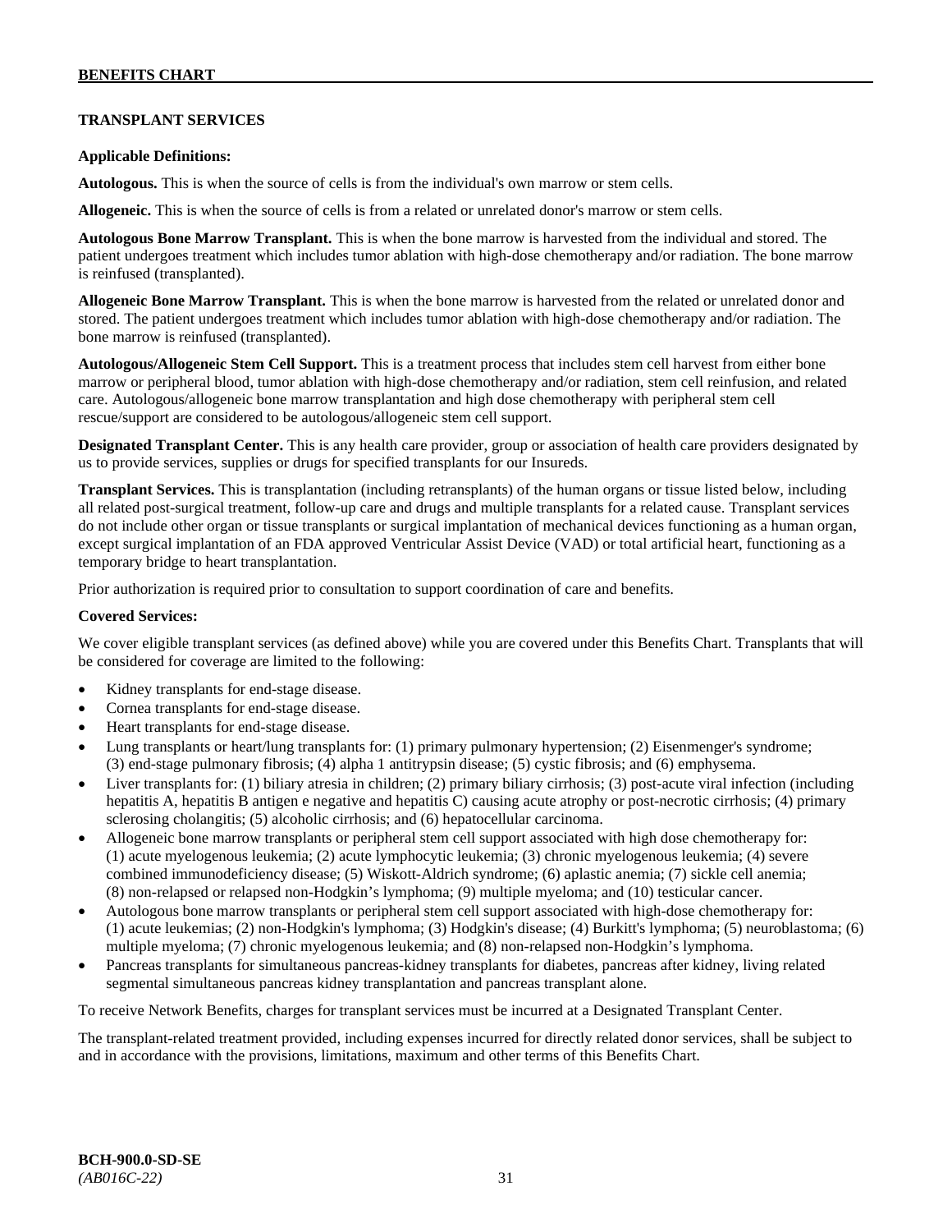## TRANSPLANT SERVICES

**Applicable Definitions:**

**Autologous.** This is when the source of cells is from the individual's own marrow or stem cells.

**Allogeneic.** This is when the source of cells is from a related or unrelated donor's marrow or stem cells.

**Autologous Bone Marrow Transplant.** This is when the bone marrow is harvested from the individual and stored. The patient undergoes treatment which includes tumor ablation with high-dose chemotherapy and/or radiation. The bone marrow is reinfused (transplanted).

**Allogeneic Bone Marrow Transplant.** This is when the bone marrow is harvested from the related or unrelated donor and stored. The patient undergoes treatment which includes tumor ablation with high-dose chemotherapy and/or radiation. The bone marrow is reinfused (transplanted).

**Autologous/Allogeneic Stem Cell Support.** This is a treatment process that includes stem cell harvest from either bone marrow or peripheral blood, tumor ablation with high-dose chemotherapy and/or radiation, stem cell reinfusion, and related care. Autologous/allogeneic bone marrow transplantation and high dose chemotherapy with peripheral stem cell rescue/support are considered to be autologous/allogeneic stem cell support.

**Designated Transplant Center.** This is any health care provider, group or association of health care providers designated by us to provide services, supplies or drugs for specified transplants for our Insureds.

**Transplant Services.** This is transplantation (including retransplants) of the human organs or tissue listed below, including all related post-surgical treatment, follow-up care and drugs and multiple transplants for a related cause. Transplant services do not include other organ or tissue transplants or surgical implantation of mechanical devices functioning as a human organ, except surgical implantation of an FDA approved Ventricular Assist Device (VAD) or total artificial heart, functioning as a temporary bridge to heart transplantation.

Prior authorization is required prior to consultation to support coordination of care and benefits.

**Covered Services:**

We cover eligible transplant services (as defined above) while you are covered under this Benefits Chart. Transplants that will be considered for coverage are limited to the following:

- Kidney transplants for end-stage disease.
- Cornea transplants for end-stage disease.
- Heart transplants for end-stage disease.
- Lung transplants or heart/lung transplants for: (1) primary pulmonary hypertension; (2) Eisenmenger's syndrome; (3) end-stage pulmonary fibrosis; (4) alpha 1 antitrypsin disease; (5) cystic fibrosis; and (6) emphysema.
- Liver transplants for: (1) biliary atresia in children; (2) primary biliary cirrhosis; (3) post-acute viral infection (including hepatitis A, hepatitis B antigen e negative and hepatitis C) causing acute atrophy or post-necrotic cirrhosis; (4) primary sclerosing cholangitis; (5) alcoholic cirrhosis; and (6) hepatocellular carcinoma.
- Allogeneic bone marrow transplants or peripheral stem cell support associated with high dose chemotherapy for: (1) acute myelogenous leukemia; (2) acute lymphocytic leukemia; (3) chronic myelogenous leukemia; (4) severe combined immunodeficiency disease; (5) Wiskott-Aldrich syndrome; (6) aplastic anemia; (7) sickle cell anemia; (8) non-relapsed or relapsed non-Hodgkin's lymphoma; (9) multiple myeloma; and (10) testicular cancer.
- Autologous bone marrow transplants or peripheral stem cell support associated with high-dose chemotherapy for: (1) acute leukemias; (2) non-Hodgkin's lymphoma; (3) Hodgkin's disease; (4) Burkitt's lymphoma; (5) neuroblastoma; (6) multiple myeloma; (7) chronic myelogenous leukemia; and (8) non-relapsed non-Hodgkin's lymphoma.
- Pancreas transplants for simultaneous pancreas-kidney transplants for diabetes, pancreas after kidney, living related segmental simultaneous pancreas kidney transplantation and pancreas transplant alone.

To receive Network Benefits, charges for transplant services must be incurred at a Designated Transplant Center.

The transplant-related treatment provided, including expenses incurred for directly related donor services, shall be subject to and in accordance with the provisions, limitations, maximum and other terms of this Benefits Chart.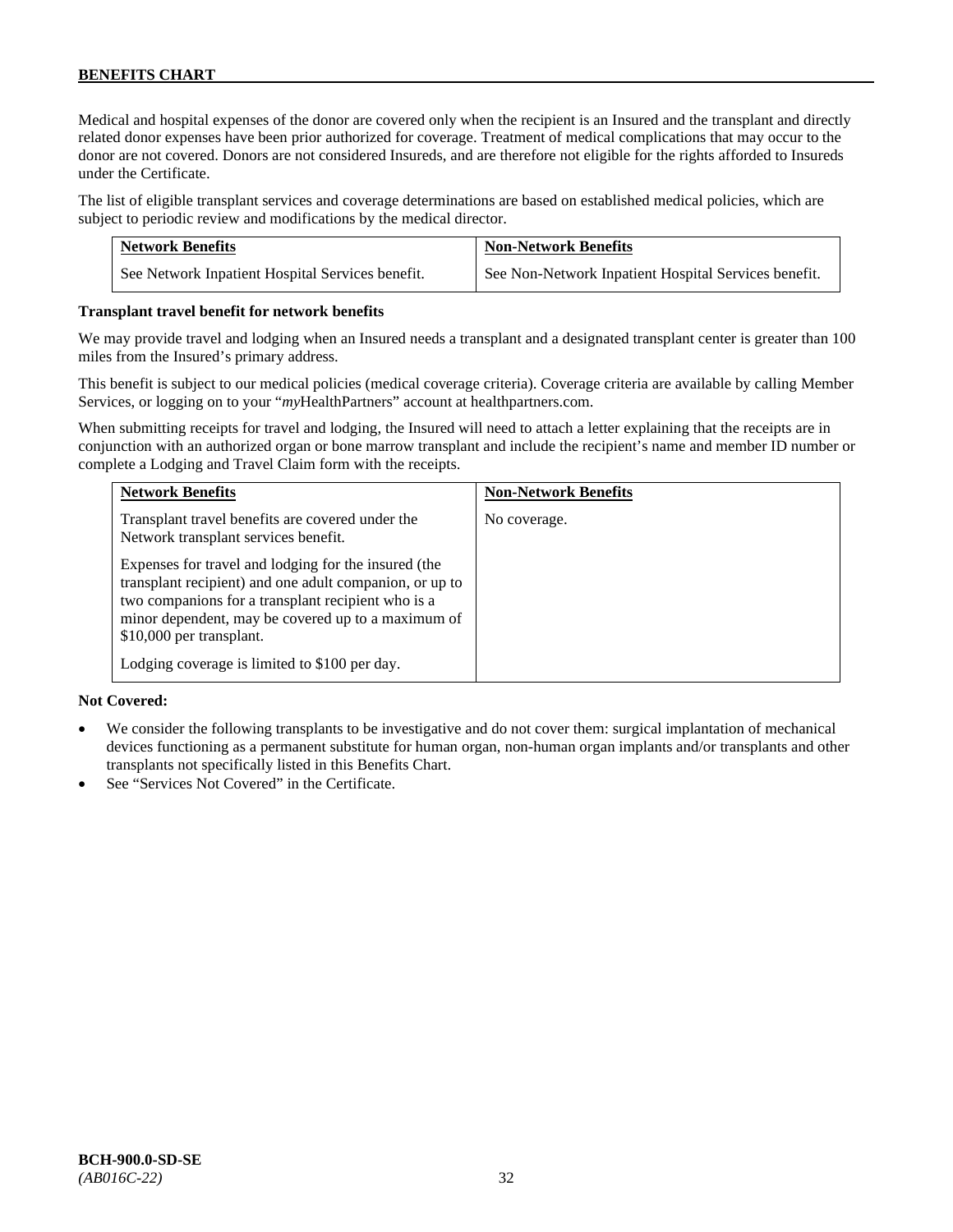Medical and hospital expenses of the donor are covered only when the recipient is an Insured and the transplant and directly related donor expenses have been prior authorized for coverage. Treatment of medical complications that may occur to the donor are not covered. Donors are not considered Insureds, and are therefore not eligible for the rights afforded to Insureds under the Certificate.

The list of eligible transplant services and coverage determinations are based on established medical policies, which are subject to periodic review and modifications by the medical director.

| Network Benefits | Non-Network Benefits |
|---|---|
| See Network Inpatient Hospital Services benefit. | See Non-Network Inpatient Hospital Services benefit. |

**Transplant travel benefit for network benefits**

We may provide travel and lodging when an Insured needs a transplant and a designated transplant center is greater than 100 miles from the Insured's primary address.

This benefit is subject to our medical policies (medical coverage criteria). Coverage criteria are available by calling Member Services, or logging on to your "*my*HealthPartners" account at healthpartners.com.

When submitting receipts for travel and lodging, the Insured will need to attach a letter explaining that the receipts are in conjunction with an authorized organ or bone marrow transplant and include the recipient's name and member ID number or complete a Lodging and Travel Claim form with the receipts.

| Network Benefits | Non-Network Benefits |
|---|---|
| Transplant travel benefits are covered under the Network transplant services benefit.<br><br>Expenses for travel and lodging for the insured (the transplant recipient) and one adult companion, or up to two companions for a transplant recipient who is a minor dependent, may be covered up to a maximum of $10,000 per transplant.<br><br>Lodging coverage is limited to $100 per day. | No coverage. |

**Not Covered:**

- We consider the following transplants to be investigative and do not cover them: surgical implantation of mechanical devices functioning as a permanent substitute for human organ, non-human organ implants and/or transplants and other transplants not specifically listed in this Benefits Chart.
- See "Services Not Covered" in the Certificate.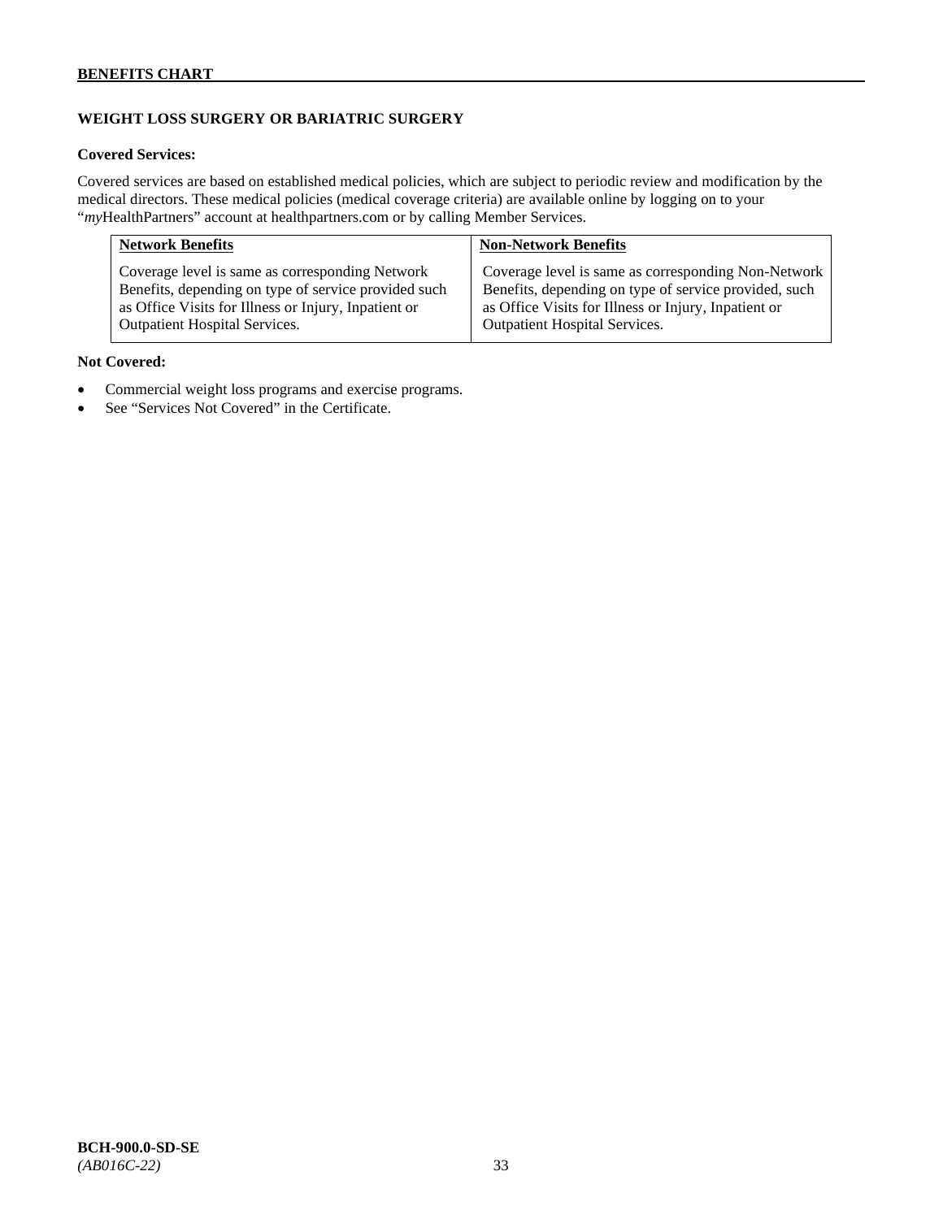### WEIGHT LOSS SURGERY OR BARIATRIC SURGERY

**Covered Services:**

Covered services are based on established medical policies, which are subject to periodic review and modification by the medical directors. These medical policies (medical coverage criteria) are available online by logging on to your "*my*HealthPartners" account at healthpartners.com or by calling Member Services.

| Network Benefits | Non-Network Benefits |
|---|---|
| Coverage level is same as corresponding Network Benefits, depending on type of service provided such as Office Visits for Illness or Injury, Inpatient or Outpatient Hospital Services. | Coverage level is same as corresponding Non-Network Benefits, depending on type of service provided, such as Office Visits for Illness or Injury, Inpatient or Outpatient Hospital Services. |

**Not Covered:**

- Commercial weight loss programs and exercise programs.
- See "Services Not Covered" in the Certificate.

**BCH-900.0-SD-SE**
*(AB016C-22)*